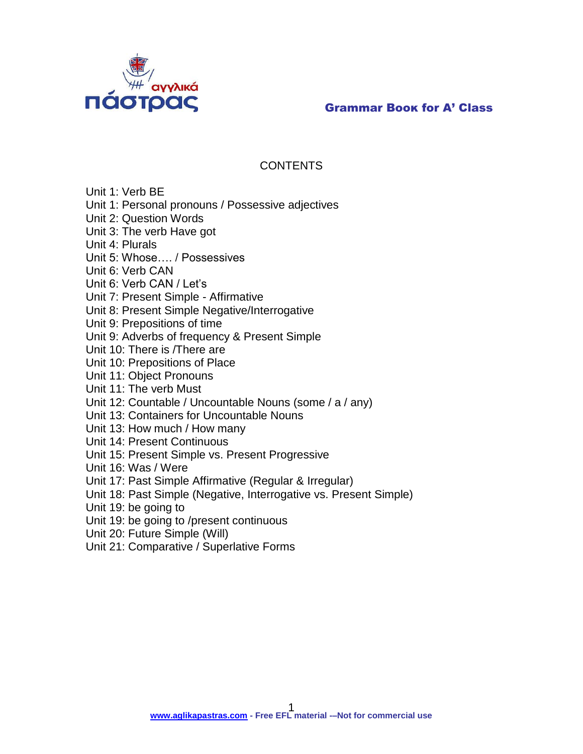αγγλικά
πάστρας

**Grammar Boок for A' Class**

## CONTENTS

Unit 1: Verb BE
Unit 1: Personal pronouns / Possessive adjectives
Unit 2: Question Words
Unit 3: The verb Have got
Unit 4: Plurals
Unit 5: Whose…. / Possessives
Unit 6: Verb CAN
Unit 6: Verb CAN / Let's
Unit 7: Present Simple - Affirmative
Unit 8: Present Simple Negative/Interrogative
Unit 9: Prepositions of time
Unit 9: Adverbs of frequency & Present Simple
Unit 10: There is /There are
Unit 10: Prepositions of Place
Unit 11: Object Pronouns
Unit 11: The verb Must
Unit 12: Countable / Uncountable Nouns (some / a / any)
Unit 13: Containers for Uncountable Nouns
Unit 13: How much / How many
Unit 14: Present Continuous
Unit 15: Present Simple vs. Present Progressive
Unit 16: Was / Were
Unit 17: Past Simple Affirmative (Regular & Irregular)
Unit 18: Past Simple (Negative, Interrogative vs. Present Simple)
Unit 19: be going to
Unit 19: be going to /present continuous
Unit 20: Future Simple (Will)
Unit 21: Comparative / Superlative Forms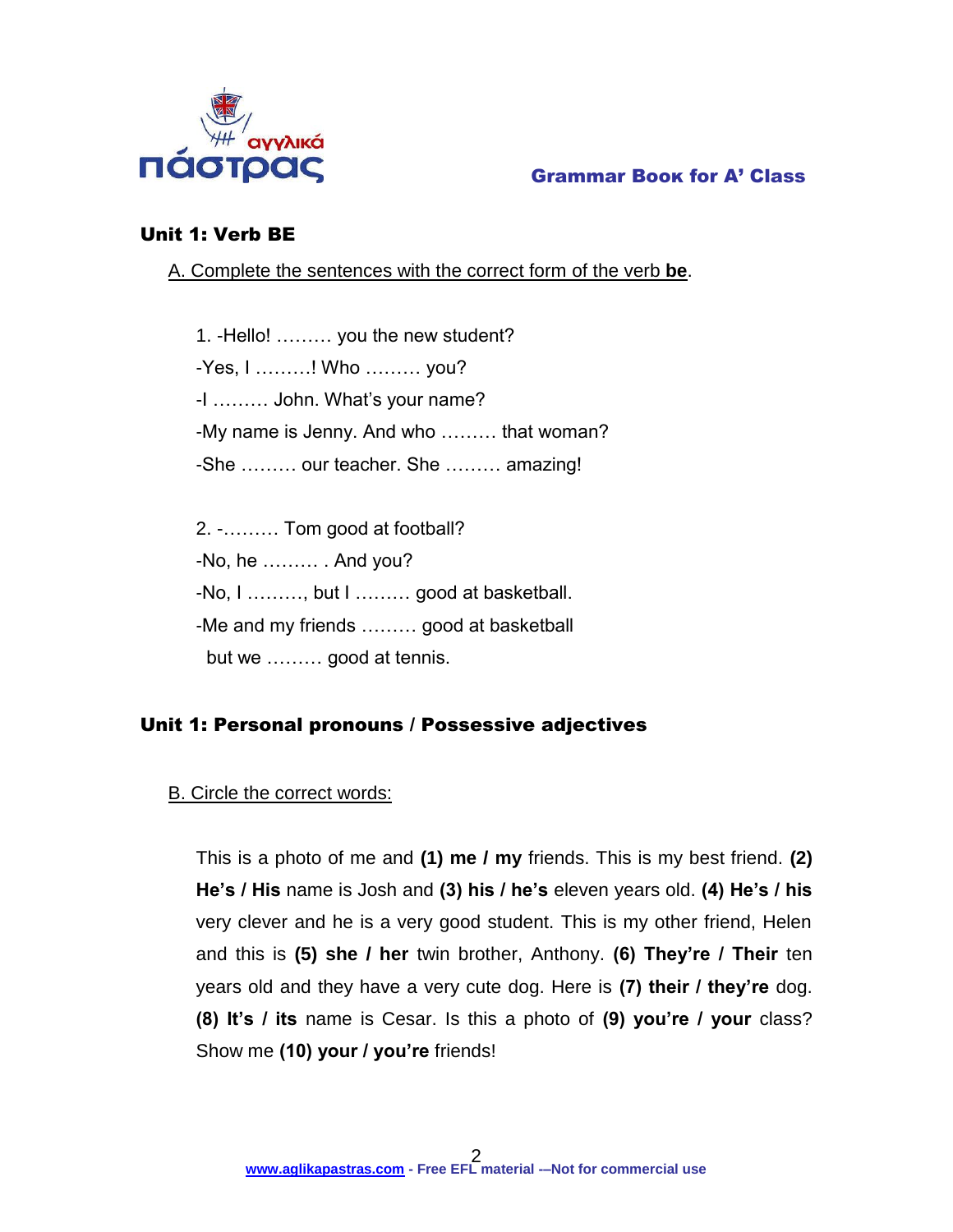## Unit 1: Verb BE

A. Complete the sentences with the correct form of the verb **be**.

1. -Hello! ……… you the new student?

-Yes, I ………! Who ……… you?

-I ……… John. What's your name?

-My name is Jenny. And who ……… that woman?

-She ……… our teacher. She ……… amazing!

2. -……… Tom good at football?

-No, he ……… . And you?

-No, I ………, but I ……… good at basketball.

-Me and my friends ……… good at basketball
but we ……… good at tennis.

## Unit 1: Personal pronouns / Possessive adjectives

B. Circle the correct words:

This is a photo of me and **(1) me / my** friends. This is my best friend. **(2) He's / His** name is Josh and **(3) his / he's** eleven years old. **(4) He's / his** very clever and he is a very good student. This is my other friend, Helen and this is **(5) she / her** twin brother, Anthony. **(6) They're / Their** ten years old and they have a very cute dog. Here is **(7) their / they're** dog. **(8) It's / its** name is Cesar. Is this a photo of **(9) you're / your** class? Show me **(10) your / you're** friends!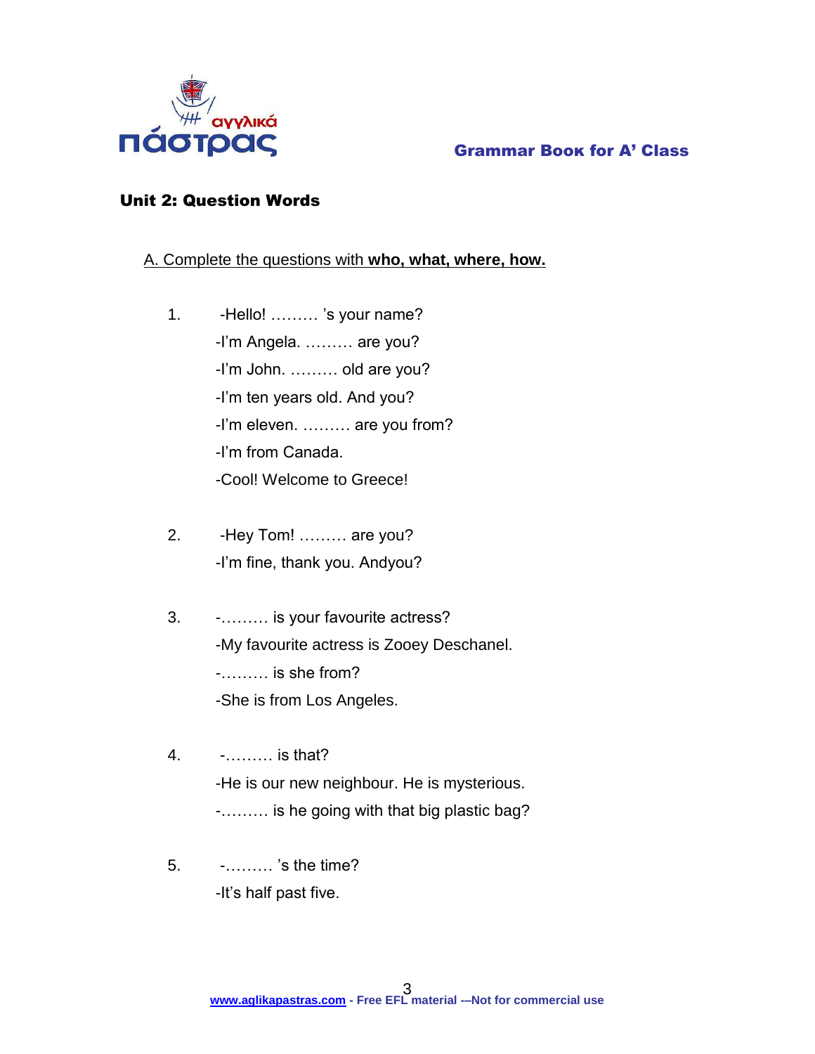## Unit 2: Question Words

A. Complete the questions with **who, what, where, how.**

1. -Hello! ……… 's your name?
   -I'm Angela. ……… are you?
   -I'm John. ……… old are you?
   -I'm ten years old. And you?
   -I'm eleven. ……… are you from?
   -I'm from Canada.
   -Cool! Welcome to Greece!

2. -Hey Tom! ……… are you?
   -I'm fine, thank you. Andyou?

3. -……… is your favourite actress?
   -My favourite actress is Zooey Deschanel.
   -……… is she from?
   -She is from Los Angeles.

4. -……… is that?
   -He is our new neighbour. He is mysterious.
   -……… is he going with that big plastic bag?

5. -……… 's the time?
   -It's half past five.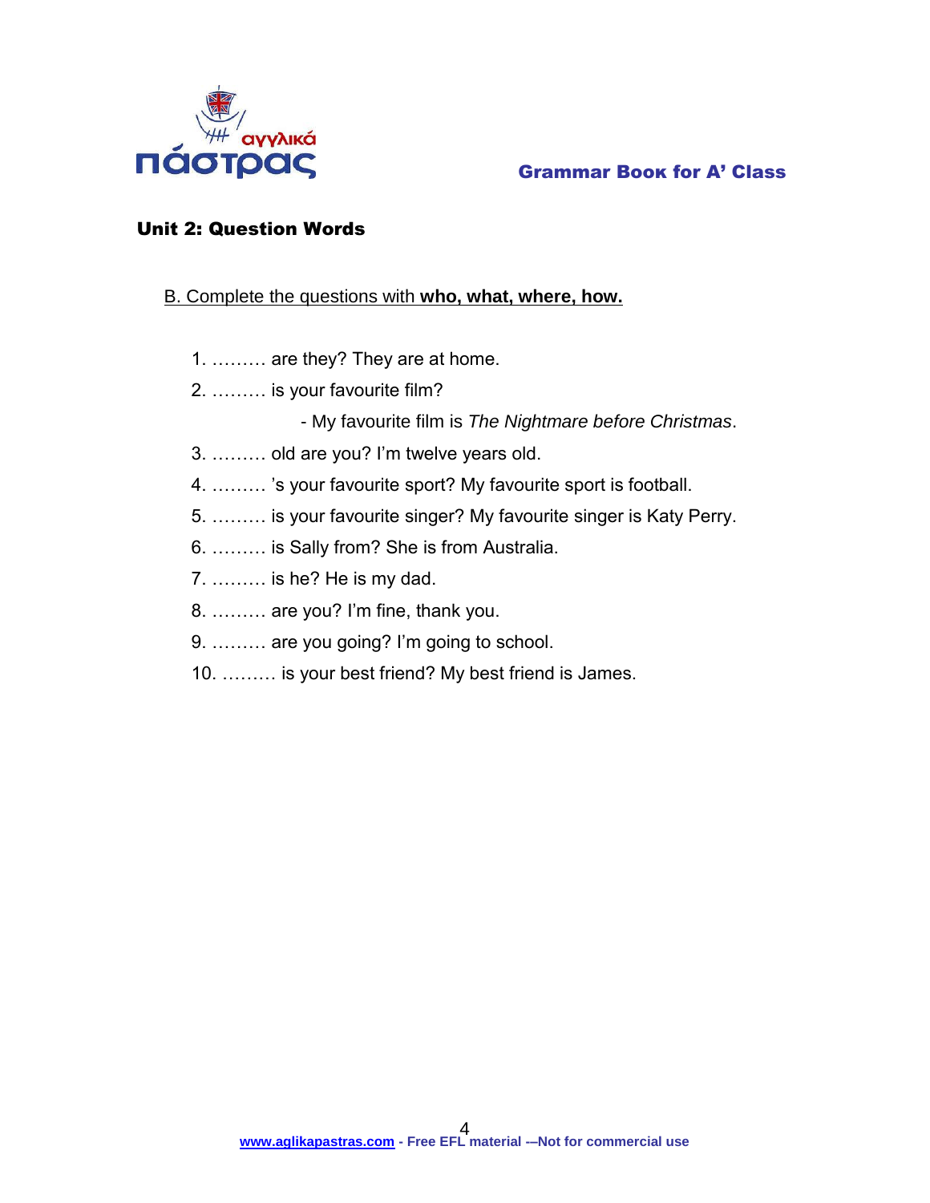## Unit 2: Question Words

B. Complete the questions with **who, what, where, how.**

1. ……… are they? They are at home.
2. ……… is your favourite film?
   - My favourite film is *The Nightmare before Christmas*.
3. ……… old are you? I'm twelve years old.
4. ……… 's your favourite sport? My favourite sport is football.
5. ……… is your favourite singer? My favourite singer is Katy Perry.
6. ……… is Sally from? She is from Australia.
7. ……… is he? He is my dad.
8. ……… are you? I'm fine, thank you.
9. ……… are you going? I'm going to school.
10. ……… is your best friend? My best friend is James.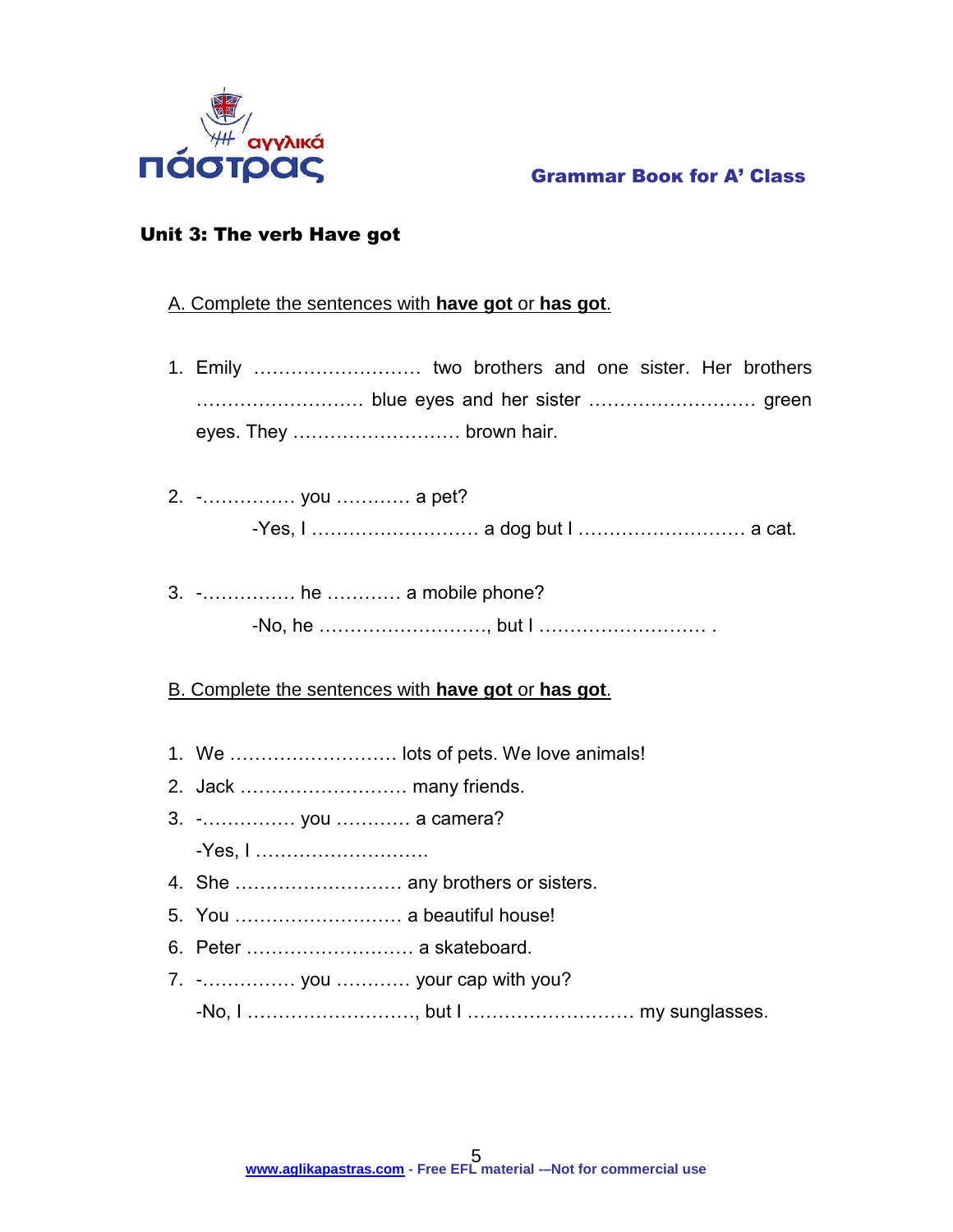## Unit 3: The verb Have got

A. Complete the sentences with **have got** or **has got**.

1. Emily ……………………… two brothers and one sister. Her brothers ……………………… blue eyes and her sister ……………………… green eyes. They ……………………… brown hair.

2. -…………… you ………… a pet?

   -Yes, I ……………………… a dog but I ……………………… a cat.

3. -…………… he ………… a mobile phone?

   -No, he ………………………, but I ……………………… .

B. Complete the sentences with **have got** or **has got**.

1. We ……………………… lots of pets. We love animals!
2. Jack ……………………… many friends.
3. -…………… you ………… a camera?

   -Yes, I ……………………….
4. She ……………………… any brothers or sisters.
5. You ……………………… a beautiful house!
6. Peter ……………………… a skateboard.
7. -…………… you ………… your cap with you?

   -No, I ………………………, but I ……………………… my sunglasses.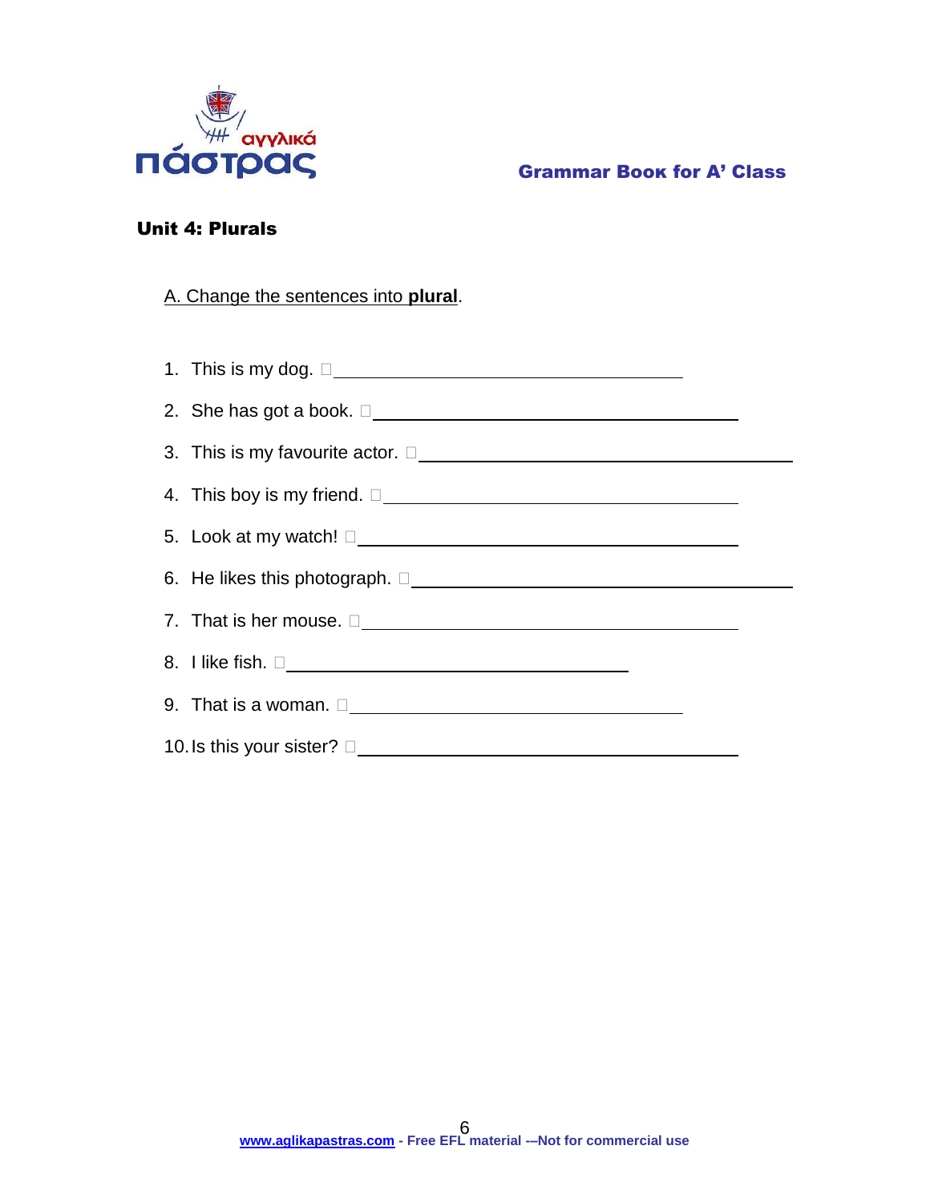## Unit 4: Plurals

A. Change the sentences into **plural**.

1. This is my dog. □ ______________________________
2. She has got a book. □ ______________________________
3. This is my favourite actor. □ ______________________________
4. This boy is my friend. □ ______________________________
5. Look at my watch! □ ______________________________
6. He likes this photograph. □ ______________________________
7. That is her mouse. □ ______________________________
8. I like fish. □ ______________________________
9. That is a woman. □ ______________________________
10. Is this your sister? □ ______________________________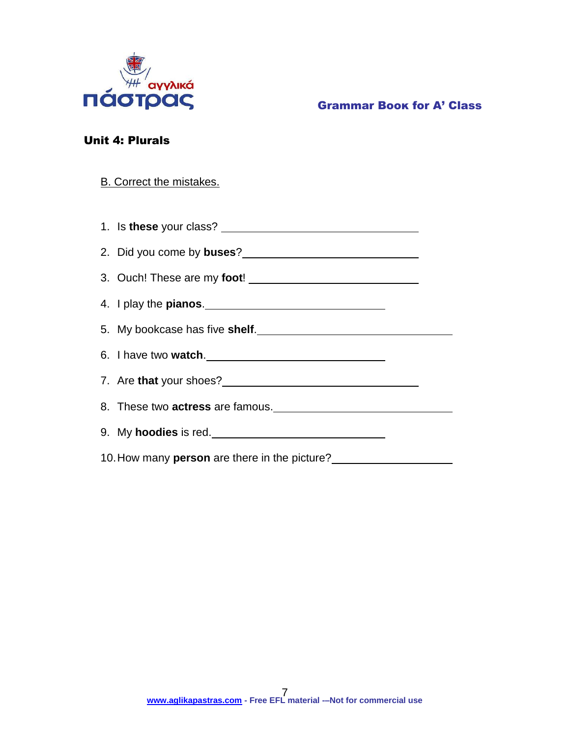## Unit 4: Plurals

B. Correct the mistakes.

1. Is **these** your class? ______________________
2. Did you come by **buses**? ______________________
3. Ouch! These are my **foot**! ______________________
4. I play the **pianos**. ______________________
5. My bookcase has five **shelf**. ______________________
6. I have two **watch**. ______________________
7. Are **that** your shoes? ______________________
8. These two **actress** are famous. ______________________
9. My **hoodies** is red. ______________________
10. How many **person** are there in the picture? ______________________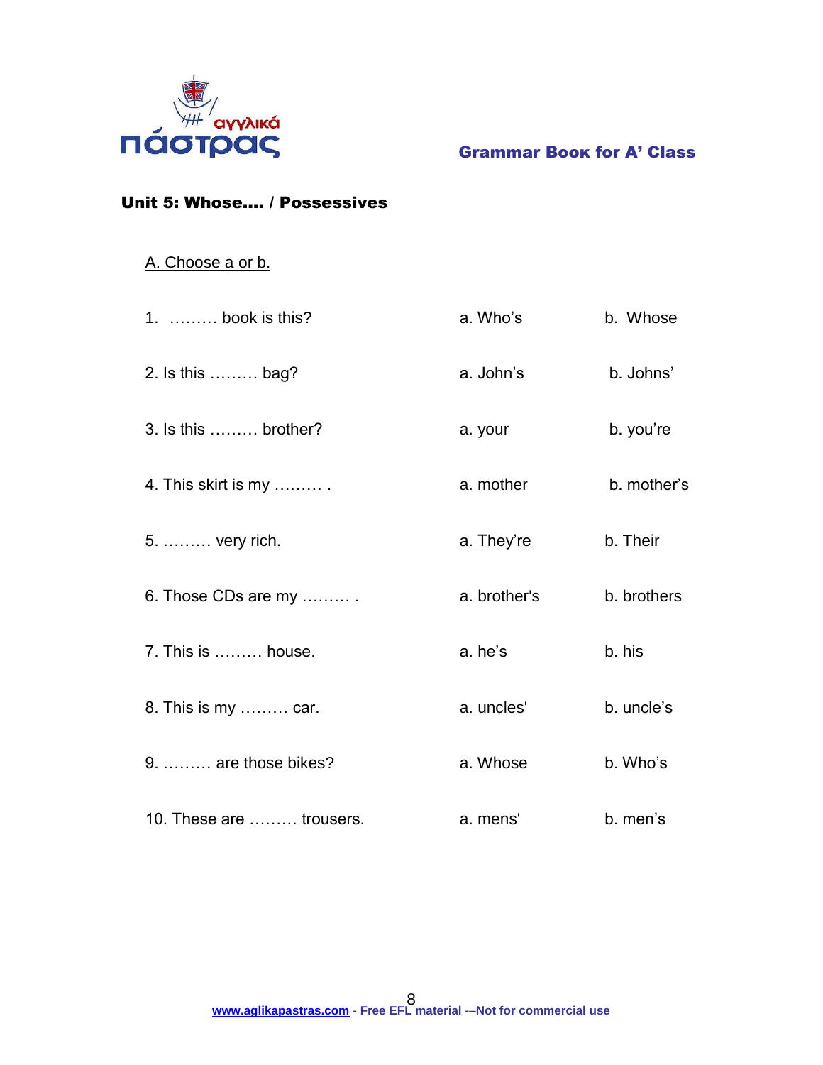## Unit 5: Whose…. / Possessives

A. Choose a or b.

| | | |
|---|---|---|
| 1. ……… book is this? | a. Who's | b. Whose |
| 2. Is this ……… bag? | a. John's | b. Johns' |
| 3. Is this ……… brother? | a. your | b. you're |
| 4. This skirt is my ……… . | a. mother | b. mother's |
| 5. ……… very rich. | a. They're | b. Their |
| 6. Those CDs are my ……… . | a. brother's | b. brothers |
| 7. This is ……… house. | a. he's | b. his |
| 8. This is my ……… car. | a. uncles' | b. uncle's |
| 9. ……… are those bikes? | a. Whose | b. Who's |
| 10. These are ……… trousers. | a. mens' | b. men's |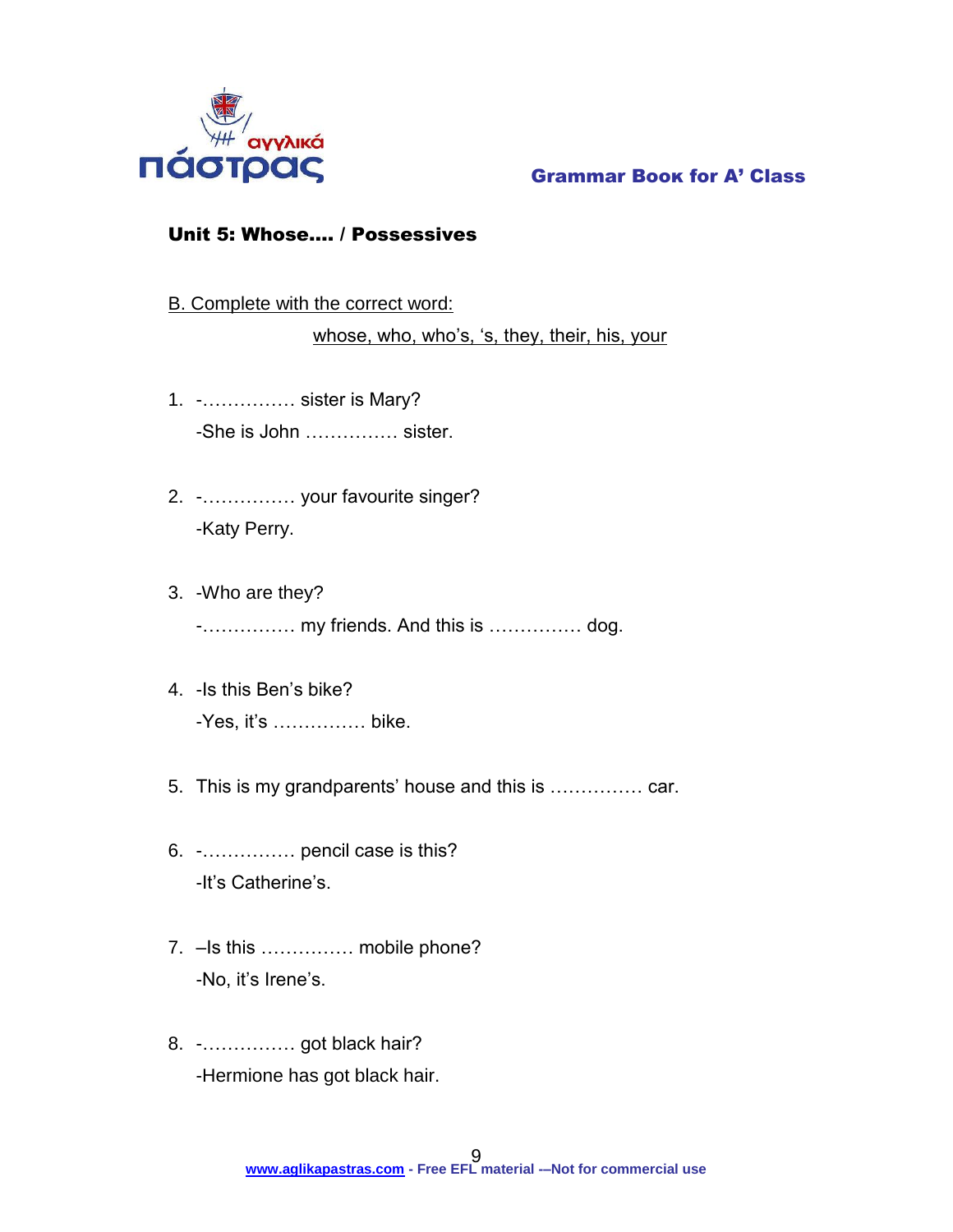## Unit 5: Whose…. / Possessives

B. Complete with the correct word:

whose, who, who's, 's, they, their, his, your

1. -…………… sister is Mary?
   -She is John …………… sister.

2. -…………… your favourite singer?
   -Katy Perry.

3. -Who are they?
   -…………… my friends. And this is …………… dog.

4. -Is this Ben's bike?
   -Yes, it's …………… bike.

5. This is my grandparents' house and this is …………… car.

6. -…………… pencil case is this?
   -It's Catherine's.

7. –Is this …………… mobile phone?
   -No, it's Irene's.

8. -…………… got black hair?
   -Hermione has got black hair.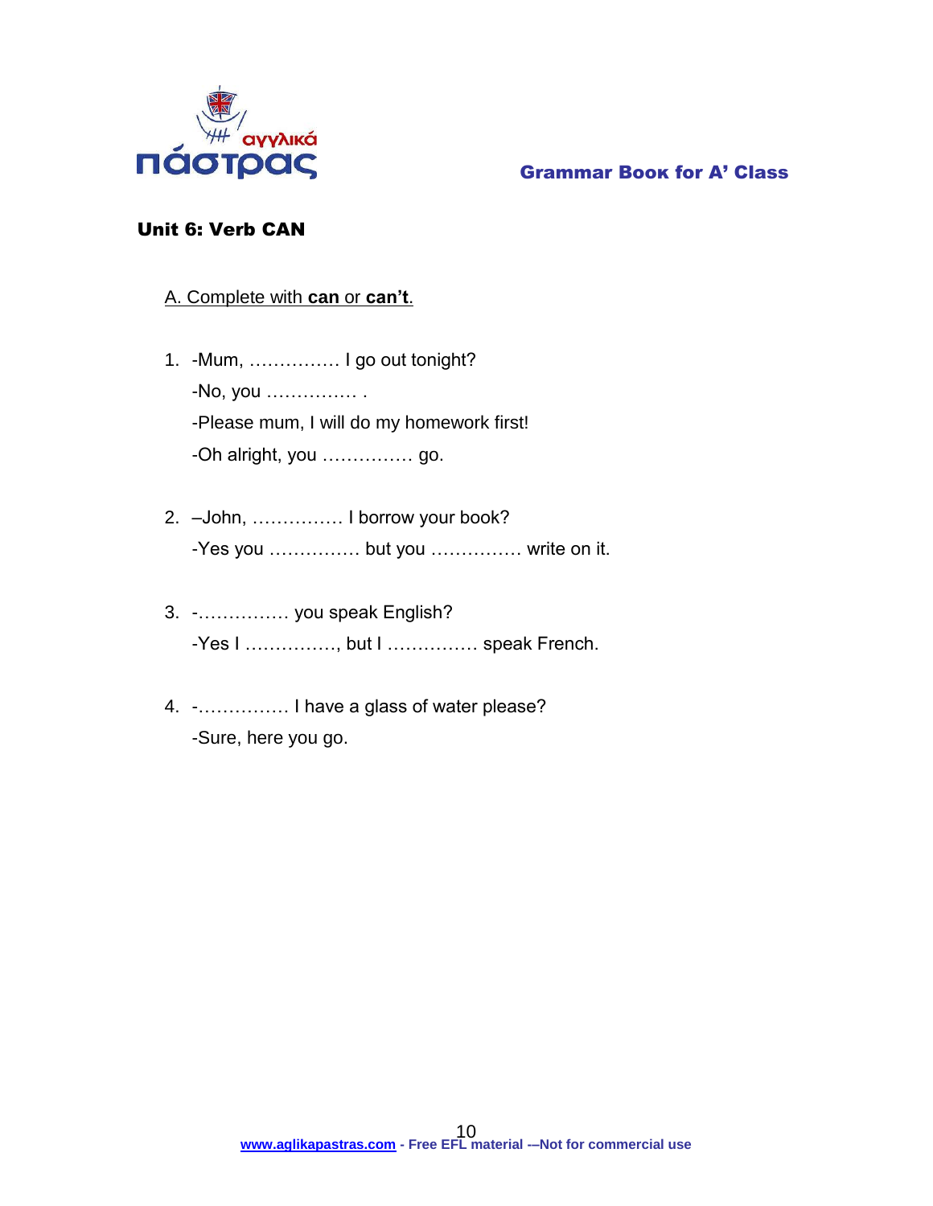## Unit 6: Verb CAN

A. Complete with **can** or **can't**.

1. -Mum, …………… I go out tonight?

   -No, you …………… .

   -Please mum, I will do my homework first!

   -Oh alright, you …………… go.

2. –John, …………… I borrow your book?

   -Yes you …………… but you …………… write on it.

3. -…………… you speak English?

   -Yes I ……………, but I …………… speak French.

4. -…………… I have a glass of water please?

   -Sure, here you go.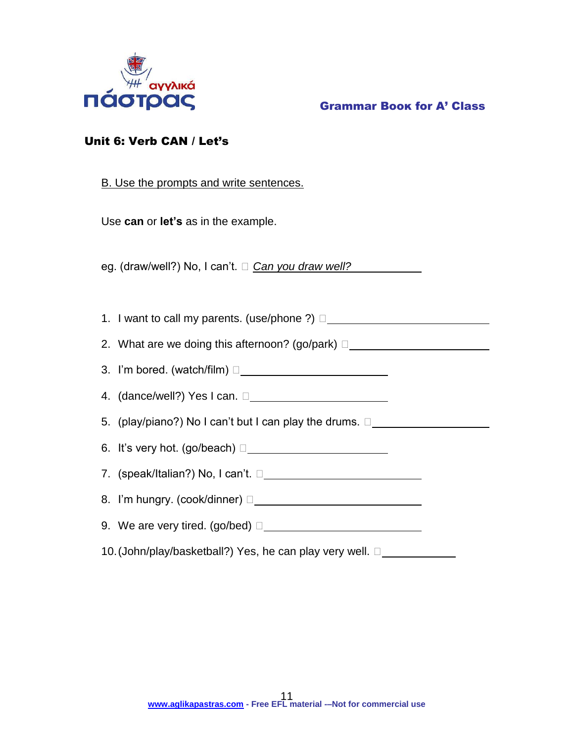## Unit 6: Verb CAN / Let's

B. Use the prompts and write sentences.

Use **can** or **let's** as in the example.

eg. (draw/well?) No, I can't. □ *Can you draw well?*

1. I want to call my parents. (use/phone ?) □ ______________________
2. What are we doing this afternoon? (go/park) □ ______________________
3. I'm bored. (watch/film) □ ______________________
4. (dance/well?) Yes I can. □ ______________________
5. (play/piano?) No I can't but I can play the drums. □ ______________________
6. It's very hot. (go/beach) □ ______________________
7. (speak/Italian?) No, I can't. □ ______________________
8. I'm hungry. (cook/dinner) □ ______________________
9. We are very tired. (go/bed) □ ______________________
10. (John/play/basketball?) Yes, he can play very well. □ ____________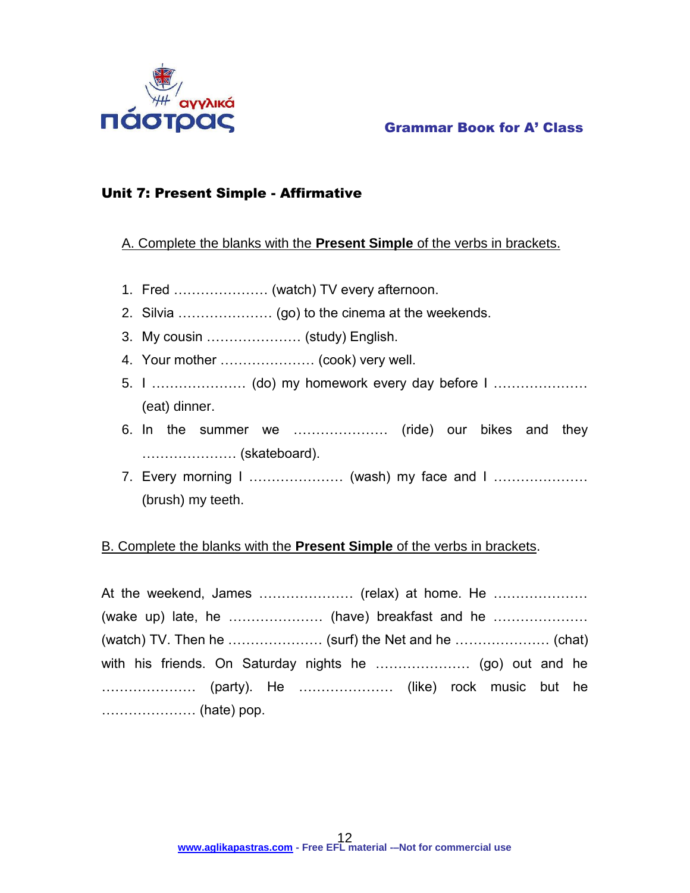## Unit 7: Present Simple - Affirmative

A. Complete the blanks with the **Present Simple** of the verbs in brackets.

1. Fred ………………… (watch) TV every afternoon.
2. Silvia ………………… (go) to the cinema at the weekends.
3. My cousin ………………… (study) English.
4. Your mother ………………… (cook) very well.
5. I ………………… (do) my homework every day before I ………………… (eat) dinner.
6. In the summer we ………………… (ride) our bikes and they ………………… (skateboard).
7. Every morning I ………………… (wash) my face and I ………………… (brush) my teeth.

B. Complete the blanks with the **Present Simple** of the verbs in brackets.

At the weekend, James ………………… (relax) at home. He ………………… (wake up) late, he ………………… (have) breakfast and he ………………… (watch) TV. Then he ………………… (surf) the Net and he ………………… (chat) with his friends. On Saturday nights he ………………… (go) out and he ………………… (party). He ………………… (like) rock music but he ………………… (hate) pop.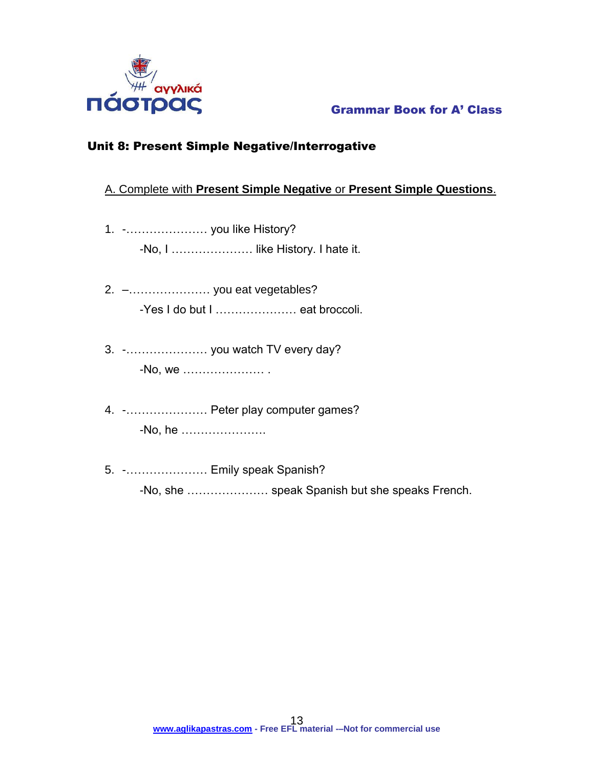## Unit 8: Present Simple Negative/Interrogative

A. Complete with **Present Simple Negative** or **Present Simple Questions**.

1. -………………… you like History?

   -No, I ………………… like History. I hate it.

2. –………………… you eat vegetables?

   -Yes I do but I ………………… eat broccoli.

3. -………………… you watch TV every day?

   -No, we ………………… .

4. -………………… Peter play computer games?

   -No, he ………………….

5. -………………… Emily speak Spanish?

   -No, she ………………… speak Spanish but she speaks French.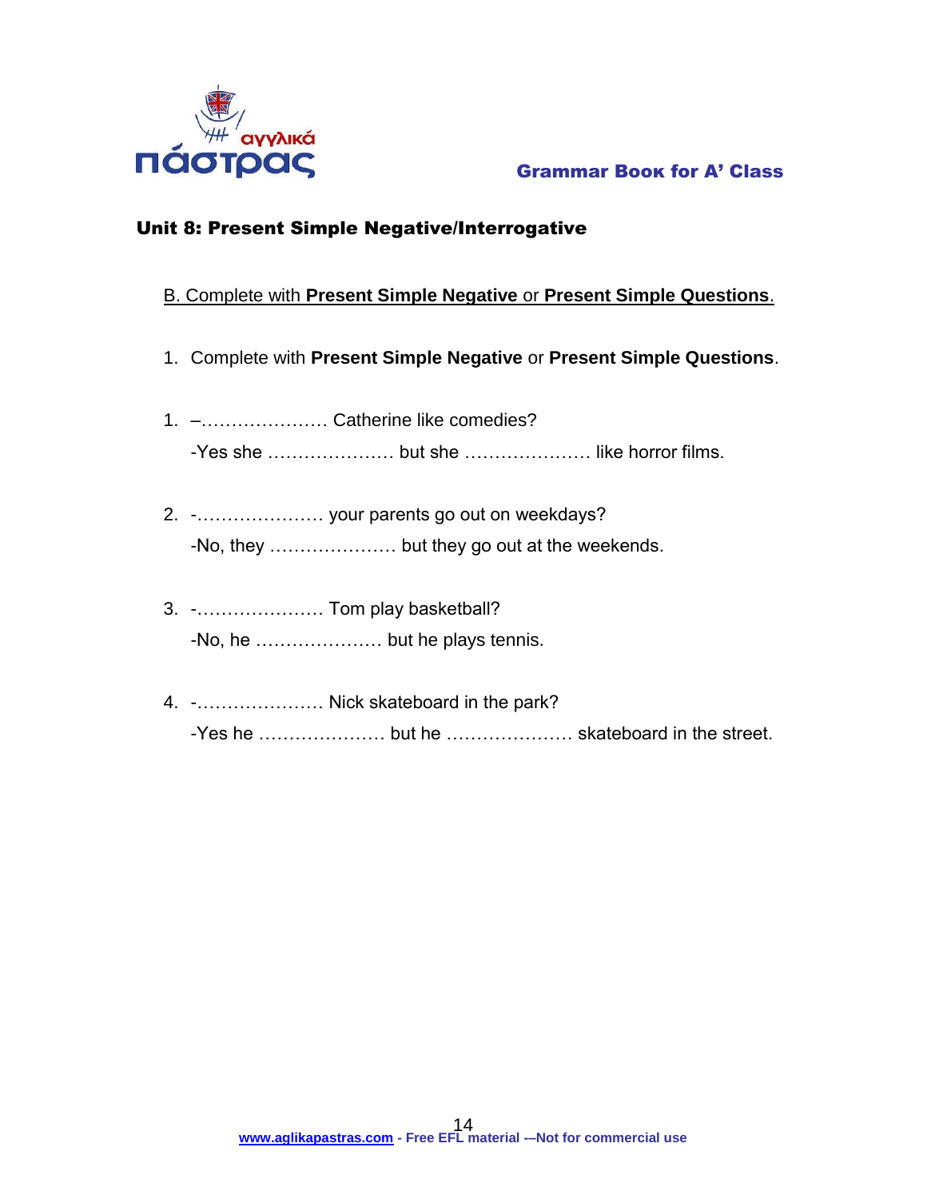## Unit 8: Present Simple Negative/Interrogative

B. Complete with **Present Simple Negative** or **Present Simple Questions**.

1. Complete with **Present Simple Negative** or **Present Simple Questions**.

1. –………………… Catherine like comedies?

   -Yes she ………………… but she ………………… like horror films.

2. -………………… your parents go out on weekdays?

   -No, they ………………… but they go out at the weekends.

3. -………………… Tom play basketball?

   -No, he ………………… but he plays tennis.

4. -………………… Nick skateboard in the park?

   -Yes he ………………… but he ………………… skateboard in the street.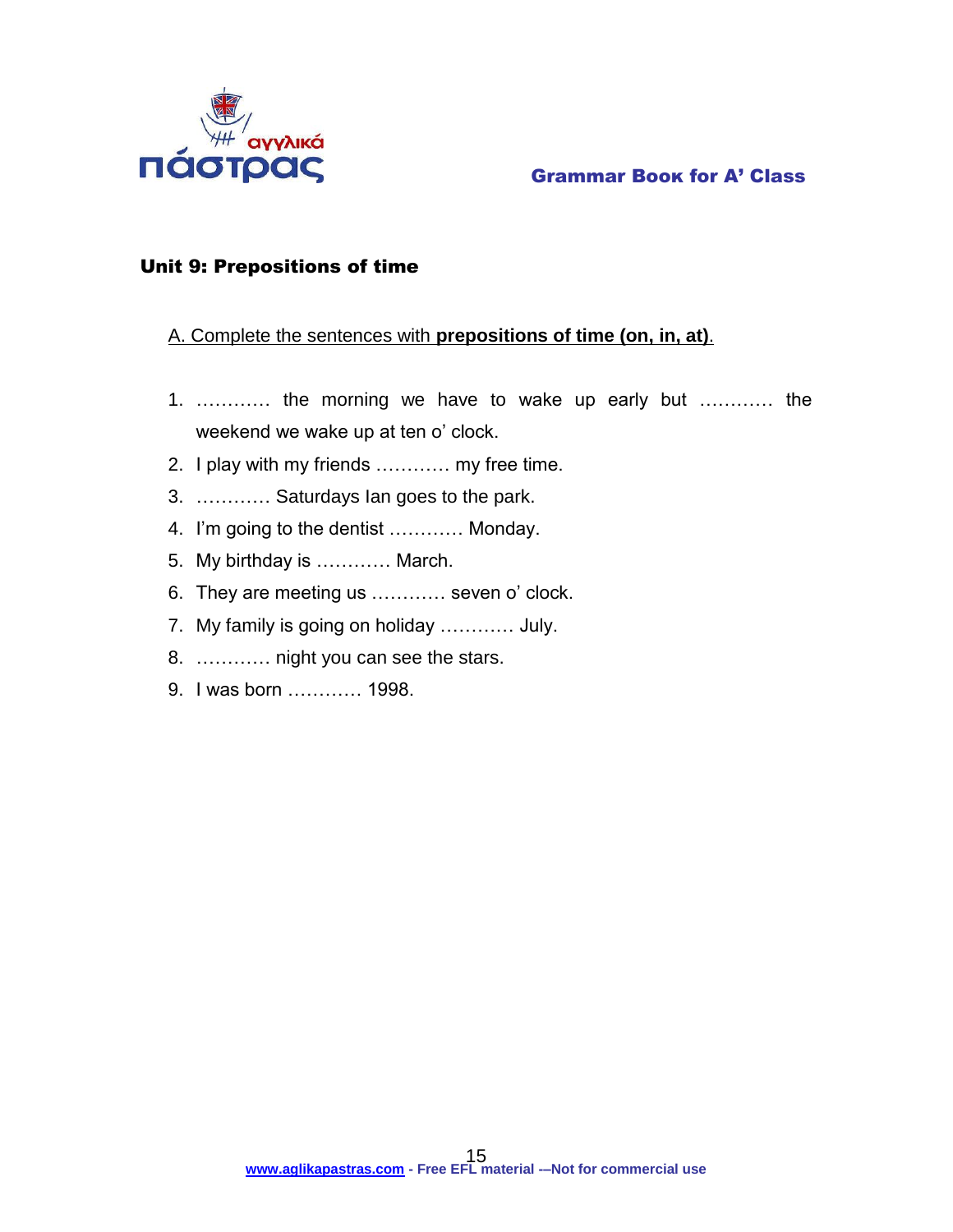## Unit 9: Prepositions of time

A. Complete the sentences with **prepositions of time (on, in, at)**.

1. ………… the morning we have to wake up early but ………… the weekend we wake up at ten o' clock.
2. I play with my friends ………… my free time.
3. ………… Saturdays Ian goes to the park.
4. I'm going to the dentist ………… Monday.
5. My birthday is ………… March.
6. They are meeting us ………… seven o' clock.
7. My family is going on holiday ………… July.
8. ………… night you can see the stars.
9. I was born ………… 1998.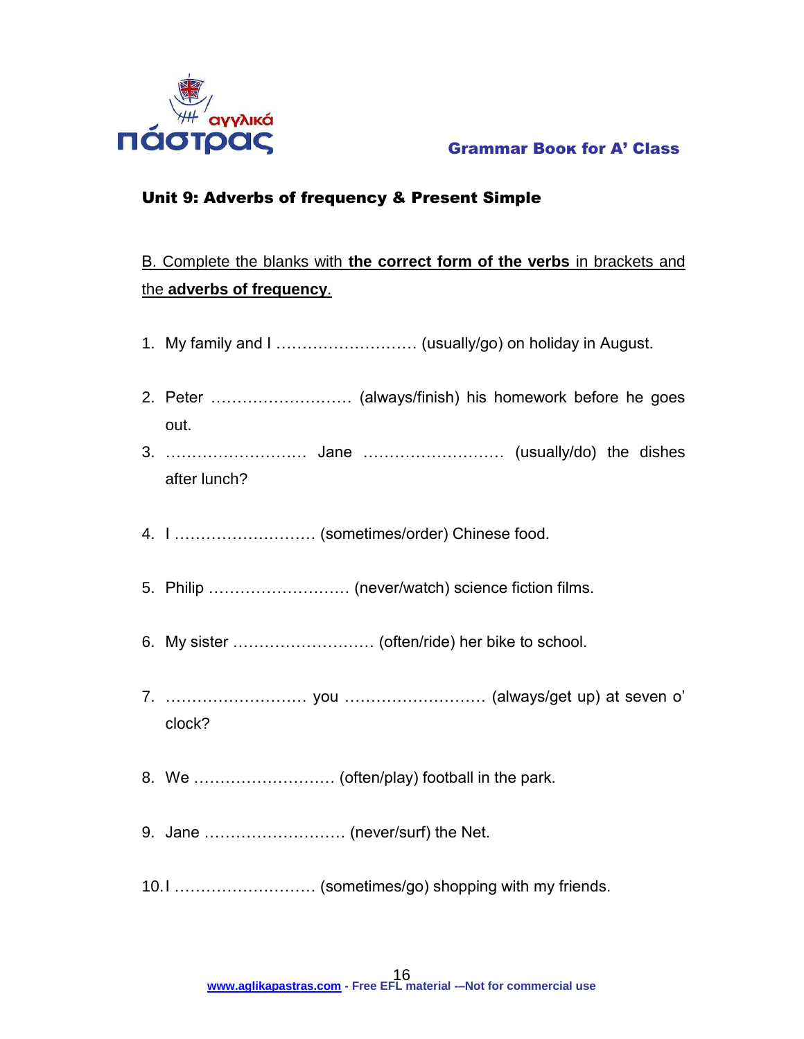## Unit 9: Adverbs of frequency & Present Simple

B. Complete the blanks with **the correct form of the verbs** in brackets and the **adverbs of frequency**.

1. My family and I ……………………… (usually/go) on holiday in August.
2. Peter ……………………… (always/finish) his homework before he goes out.
3. ……………………… Jane ……………………… (usually/do) the dishes after lunch?
4. I ……………………… (sometimes/order) Chinese food.
5. Philip ……………………… (never/watch) science fiction films.
6. My sister ……………………… (often/ride) her bike to school.
7. ……………………… you ……………………… (always/get up) at seven o' clock?
8. We ……………………… (often/play) football in the park.
9. Jane ……………………… (never/surf) the Net.
10. I ……………………… (sometimes/go) shopping with my friends.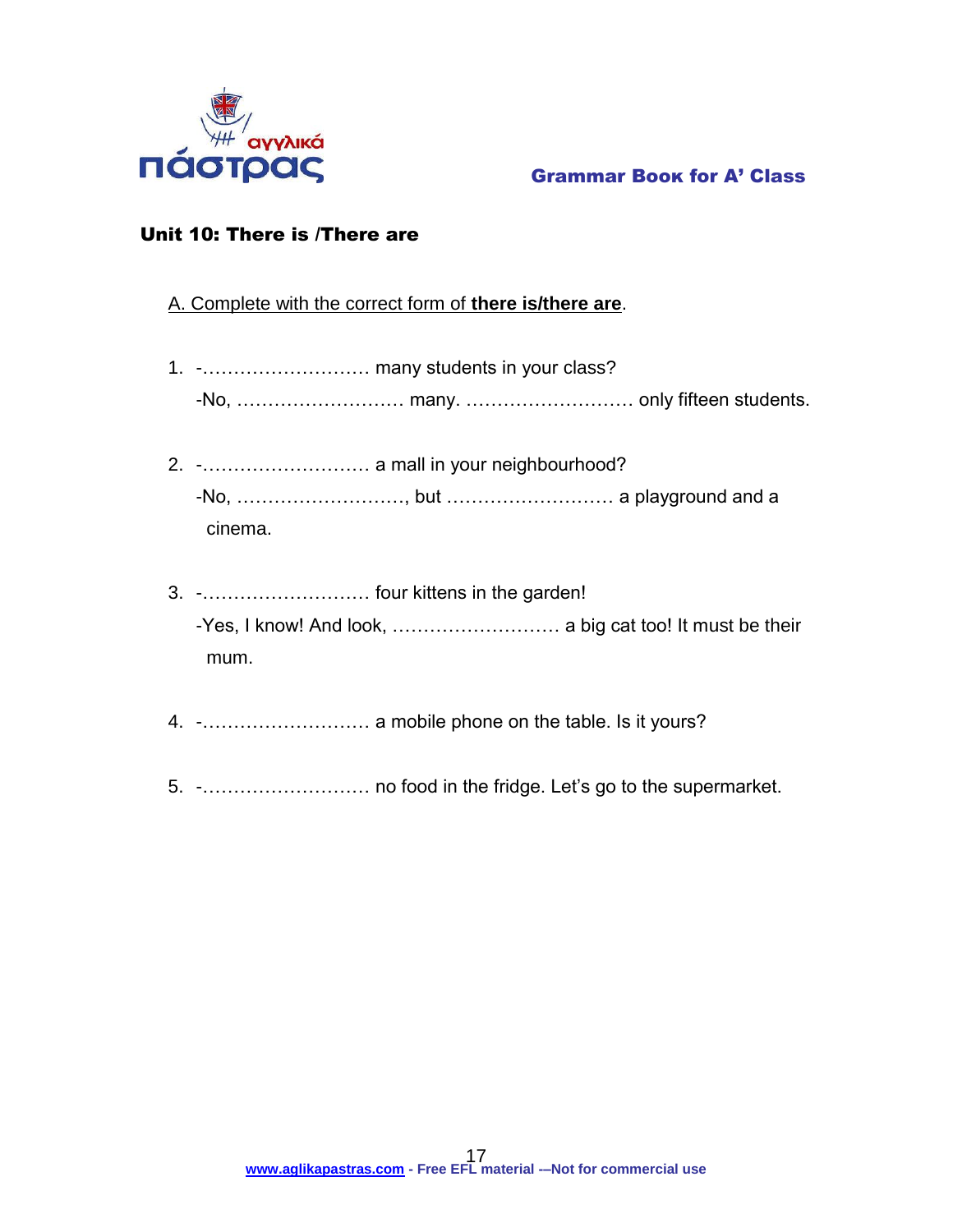## Unit 10: There is /There are

A. Complete with the correct form of **there is/there are**.

1. -……………………… many students in your class?
   -No, ……………………… many. ……………………… only fifteen students.

2. -……………………… a mall in your neighbourhood?
   -No, ………………………, but ……………………… a playground and a cinema.

3. -……………………… four kittens in the garden!
   -Yes, I know! And look, ……………………… a big cat too! It must be their mum.

4. -……………………… a mobile phone on the table. Is it yours?

5. -……………………… no food in the fridge. Let's go to the supermarket.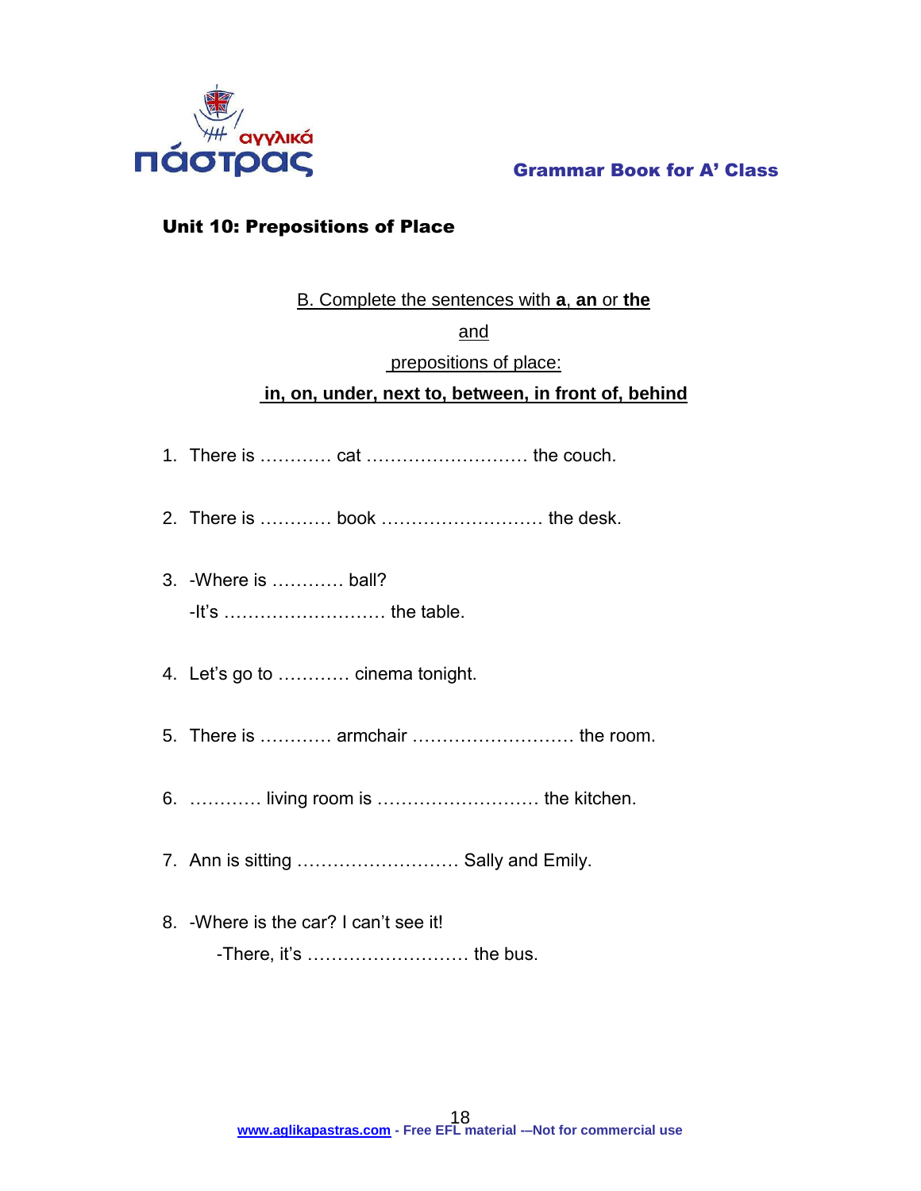## Unit 10: Prepositions of Place

B. Complete the sentences with **a**, **an** or **the**

and

prepositions of place:

**in, on, under, next to, between, in front of, behind**

1. There is ………… cat ……………………… the couch.
2. There is ………… book ……………………… the desk.
3. -Where is ………… ball?
   -It's ……………………… the table.
4. Let's go to ………… cinema tonight.
5. There is ………… armchair ……………………… the room.
6. ………… living room is ……………………… the kitchen.
7. Ann is sitting ……………………… Sally and Emily.
8. -Where is the car? I can't see it!
   -There, it's ……………………… the bus.

www.aglikapastras.com - Free EFL material -–Not for commercial use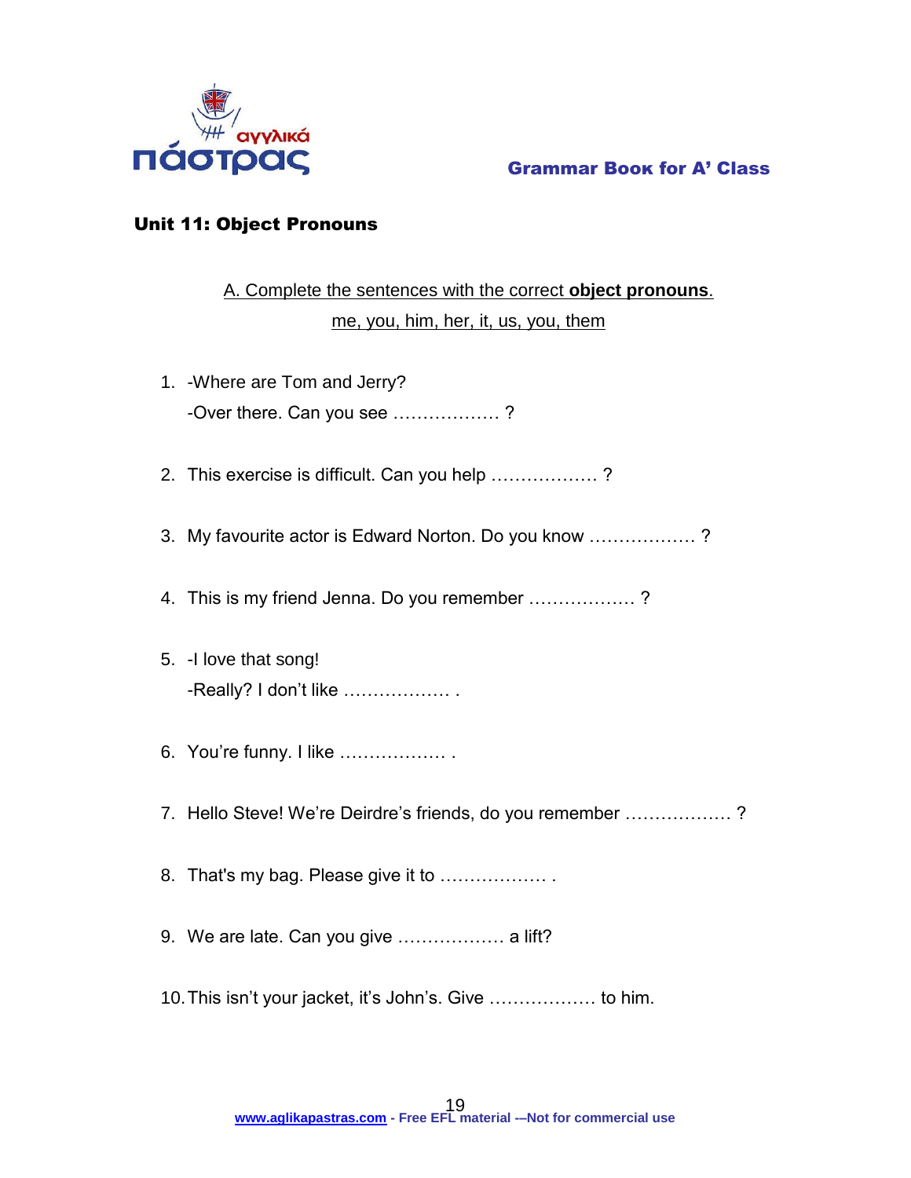## Unit 11: Object Pronouns

A. Complete the sentences with the correct **object pronouns**.

me, you, him, her, it, us, you, them

1. -Where are Tom and Jerry?
   -Over there. Can you see ……………… ?
2. This exercise is difficult. Can you help ……………… ?
3. My favourite actor is Edward Norton. Do you know ……………… ?
4. This is my friend Jenna. Do you remember ……………… ?
5. -I love that song!
   -Really? I don't like ……………… .
6. You're funny. I like ……………… .
7. Hello Steve! We're Deirdre's friends, do you remember ……………… ?
8. That's my bag. Please give it to ……………… .
9. We are late. Can you give ……………… a lift?
10. This isn't your jacket, it's John's. Give ……………… to him.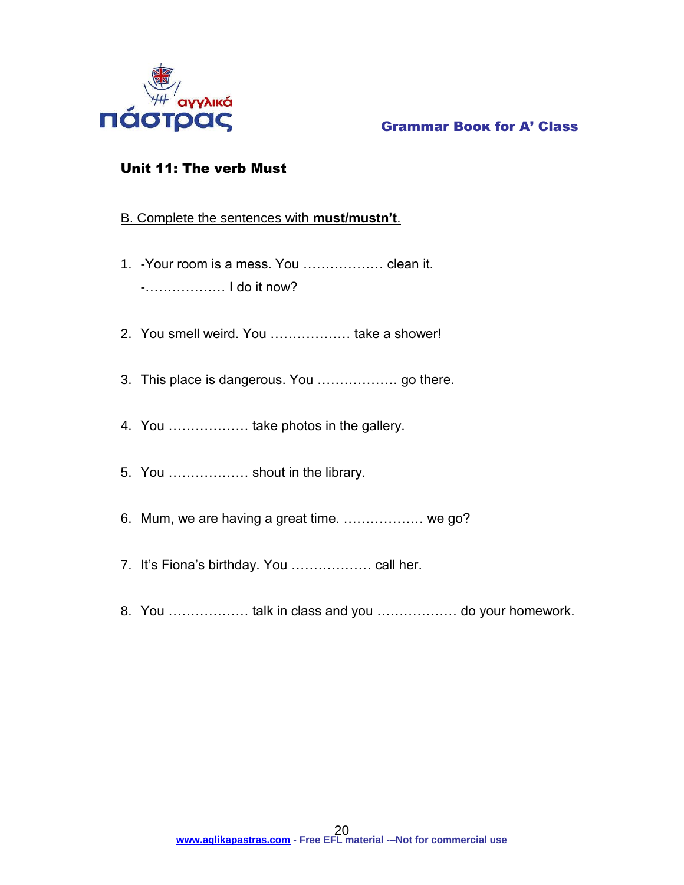## Unit 11: The verb Must

B. Complete the sentences with **must/mustn't**.

1. -Your room is a mess. You ……………… clean it.
   -……………… I do it now?
2. You smell weird. You ……………… take a shower!
3. This place is dangerous. You ……………… go there.
4. You ……………… take photos in the gallery.
5. You ……………… shout in the library.
6. Mum, we are having a great time. ……………… we go?
7. It's Fiona's birthday. You ……………… call her.
8. You ……………… talk in class and you ……………… do your homework.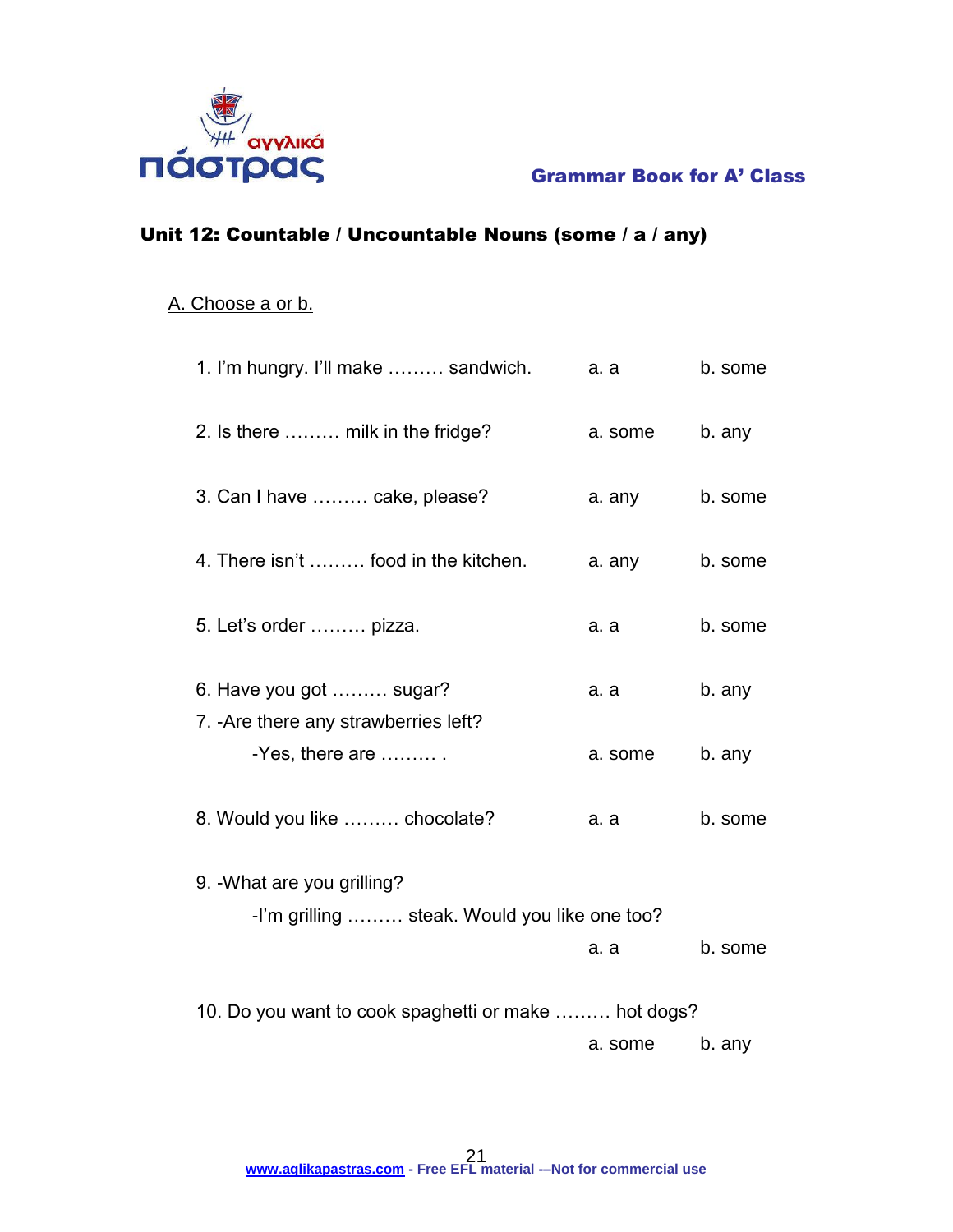## Unit 12: Countable / Uncountable Nouns (some / a / any)

A. Choose a or b.

1. I'm hungry. I'll make ……… sandwich. a. a b. some

2. Is there ……… milk in the fridge? a. some b. any

3. Can I have ……… cake, please? a. any b. some

4. There isn't ……… food in the kitchen. a. any b. some

5. Let's order ……… pizza. a. a b. some

6. Have you got ……… sugar? a. a b. any

7. -Are there any strawberries left?
   -Yes, there are ……… . a. some b. any

8. Would you like ……… chocolate? a. a b. some

9. -What are you grilling?
   -I'm grilling ……… steak. Would you like one too?
   a. a b. some

10. Do you want to cook spaghetti or make ……… hot dogs?
    a. some b. any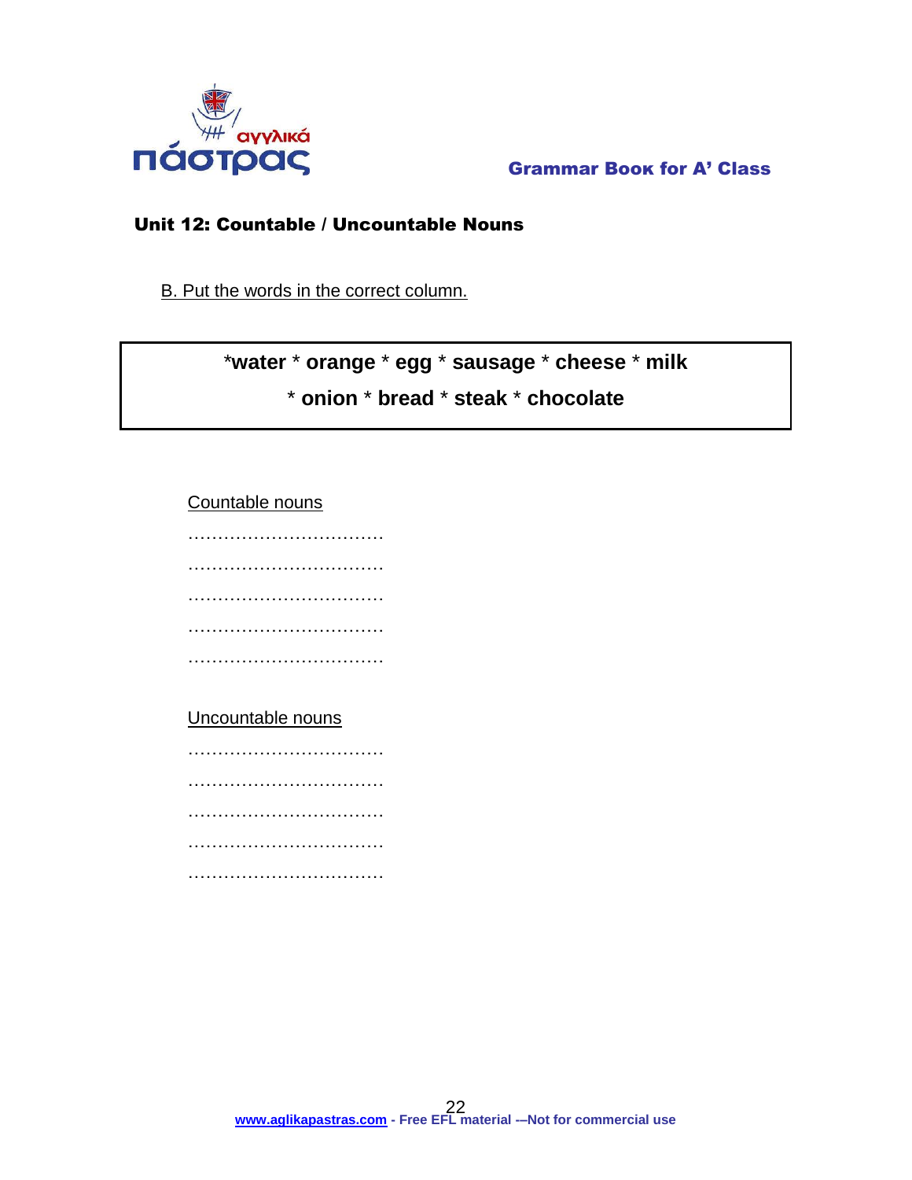## Unit 12: Countable / Uncountable Nouns

B. Put the words in the correct column.

| *water * orange * egg * sausage * cheese * milk * onion * bread * steak * chocolate |
|---|

Countable nouns

……………………………

……………………………

……………………………

……………………………

……………………………

Uncountable nouns

……………………………

……………………………

……………………………

……………………………

……………………………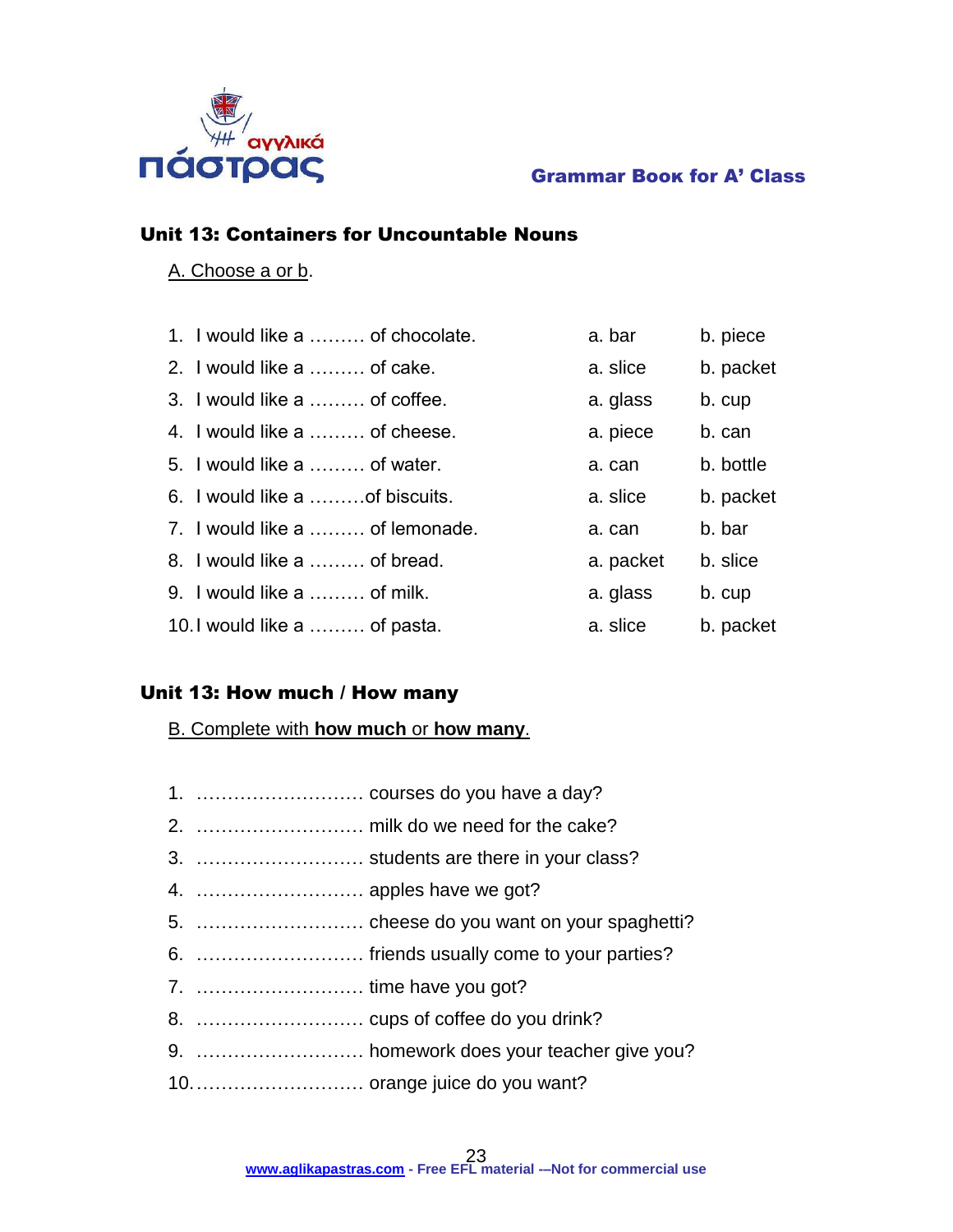## Unit 13: Containers for Uncountable Nouns

A. Choose a or b.

| | | |
|---|---|---|
| 1. I would like a ……… of chocolate. | a. bar | b. piece |
| 2. I would like a ……… of cake. | a. slice | b. packet |
| 3. I would like a ……… of coffee. | a. glass | b. cup |
| 4. I would like a ……… of cheese. | a. piece | b. can |
| 5. I would like a ……… of water. | a. can | b. bottle |
| 6. I would like a ………of biscuits. | a. slice | b. packet |
| 7. I would like a ……… of lemonade. | a. can | b. bar |
| 8. I would like a ……… of bread. | a. packet | b. slice |
| 9. I would like a ……… of milk. | a. glass | b. cup |
| 10. I would like a ……… of pasta. | a. slice | b. packet |

## Unit 13: How much / How many

B. Complete with **how much** or **how many**.

1. ……………………… courses do you have a day?
2. ……………………… milk do we need for the cake?
3. ……………………… students are there in your class?
4. ……………………… apples have we got?
5. ……………………… cheese do you want on your spaghetti?
6. ……………………… friends usually come to your parties?
7. ……………………… time have you got?
8. ……………………… cups of coffee do you drink?
9. ……………………… homework does your teacher give you?
10. ……………………… orange juice do you want?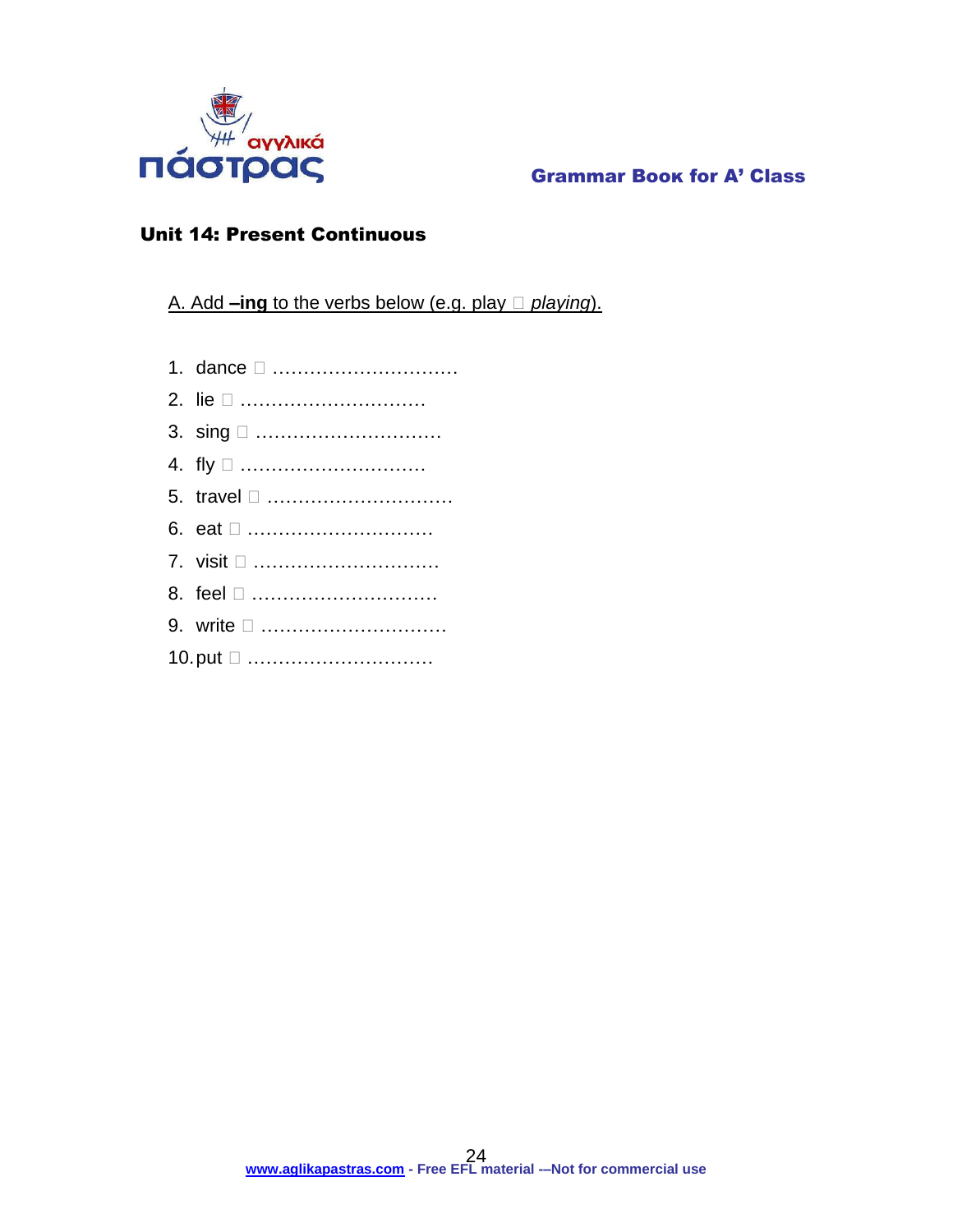## Unit 14: Present Continuous

A. Add **–ing** to the verbs below (e.g. play  *playing*).

1. dance  …………………………
2. lie  …………………………
3. sing  …………………………
4. fly  …………………………
5. travel  …………………………
6. eat  …………………………
7. visit  …………………………
8. feel  …………………………
9. write  …………………………
10. put  …………………………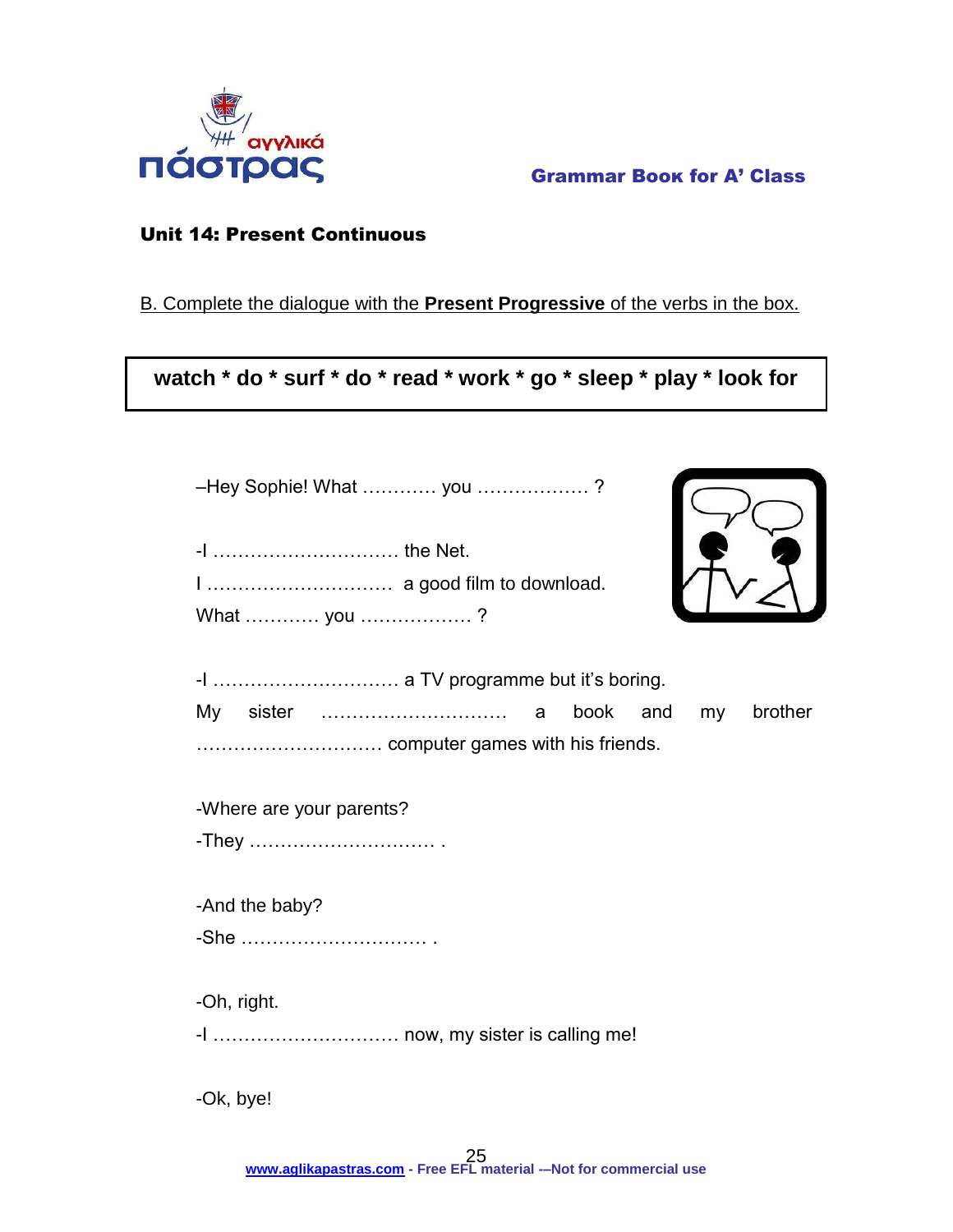## Unit 14: Present Continuous

B. Complete the dialogue with the **Present Progressive** of the verbs in the box.

| **watch * do * surf * do * read * work * go * sleep * play * look for** |
|---|

–Hey Sophie! What ………… you ……………… ?

-I ………………………… the Net.
I ………………………… a good film to download.
What ………… you ……………… ?

-I ………………………… a TV programme but it's boring.
My sister ………………………… a book and my brother ………………………… computer games with his friends.

-Where are your parents?
-They ………………………… .

-And the baby?
-She ………………………… .

-Oh, right.
-I ………………………… now, my sister is calling me!

-Ok, bye!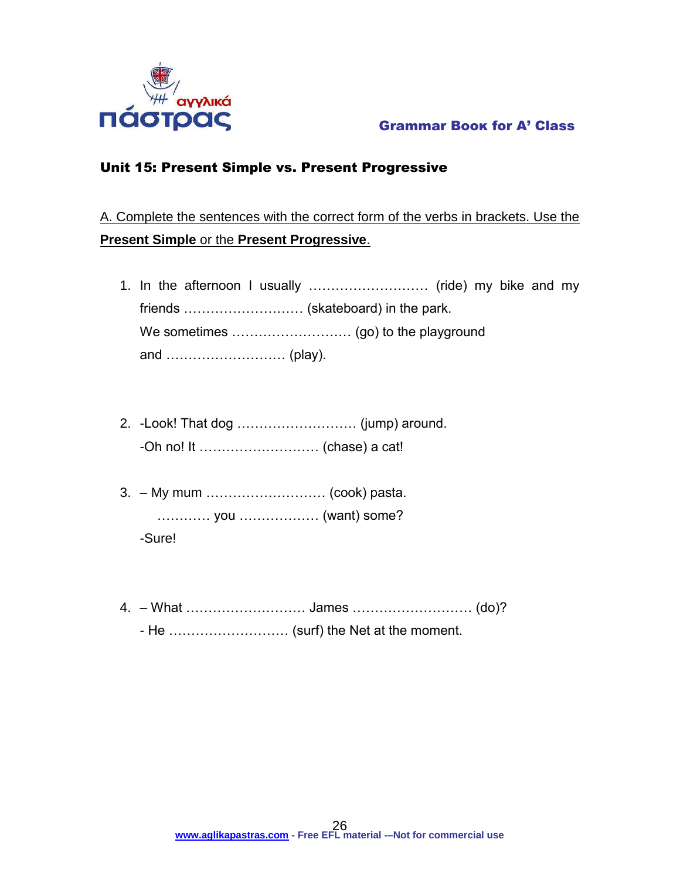## Unit 15: Present Simple vs. Present Progressive

A. Complete the sentences with the correct form of the verbs in brackets. Use the **Present Simple** or the **Present Progressive**.

1. In the afternoon I usually ……………………… (ride) my bike and my friends ……………………… (skateboard) in the park. We sometimes ……………………… (go) to the playground and ……………………… (play).

2. -Look! That dog ……………………… (jump) around.
   -Oh no! It ……………………… (chase) a cat!

3. – My mum ……………………… (cook) pasta.
   ………… you ……………… (want) some?
   -Sure!

4. – What ……………………… James ……………………… (do)?
   - He ……………………… (surf) the Net at the moment.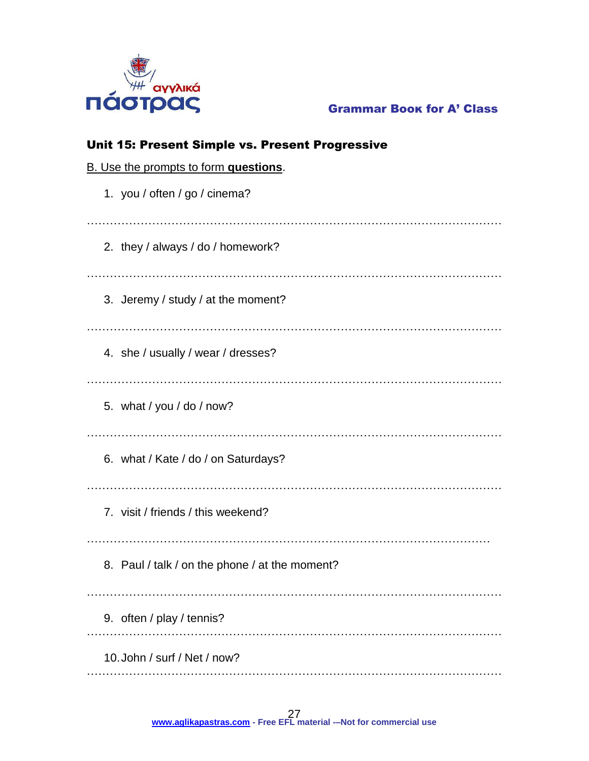## Unit 15: Present Simple vs. Present Progressive

B. Use the prompts to form **questions**.

1. you / often / go / cinema?

……………………………………………………………………………………………

2. they / always / do / homework?

……………………………………………………………………………………………

3. Jeremy / study / at the moment?

……………………………………………………………………………………………

4. she / usually / wear / dresses?

……………………………………………………………………………………………

5. what / you / do / now?

……………………………………………………………………………………………

6. what / Kate / do / on Saturdays?

……………………………………………………………………………………………

7. visit / friends / this weekend?

……………………………………………………………………………………………

8. Paul / talk / on the phone / at the moment?

……………………………………………………………………………………………

9. often / play / tennis?

……………………………………………………………………………………………

10. John / surf / Net / now?

……………………………………………………………………………………………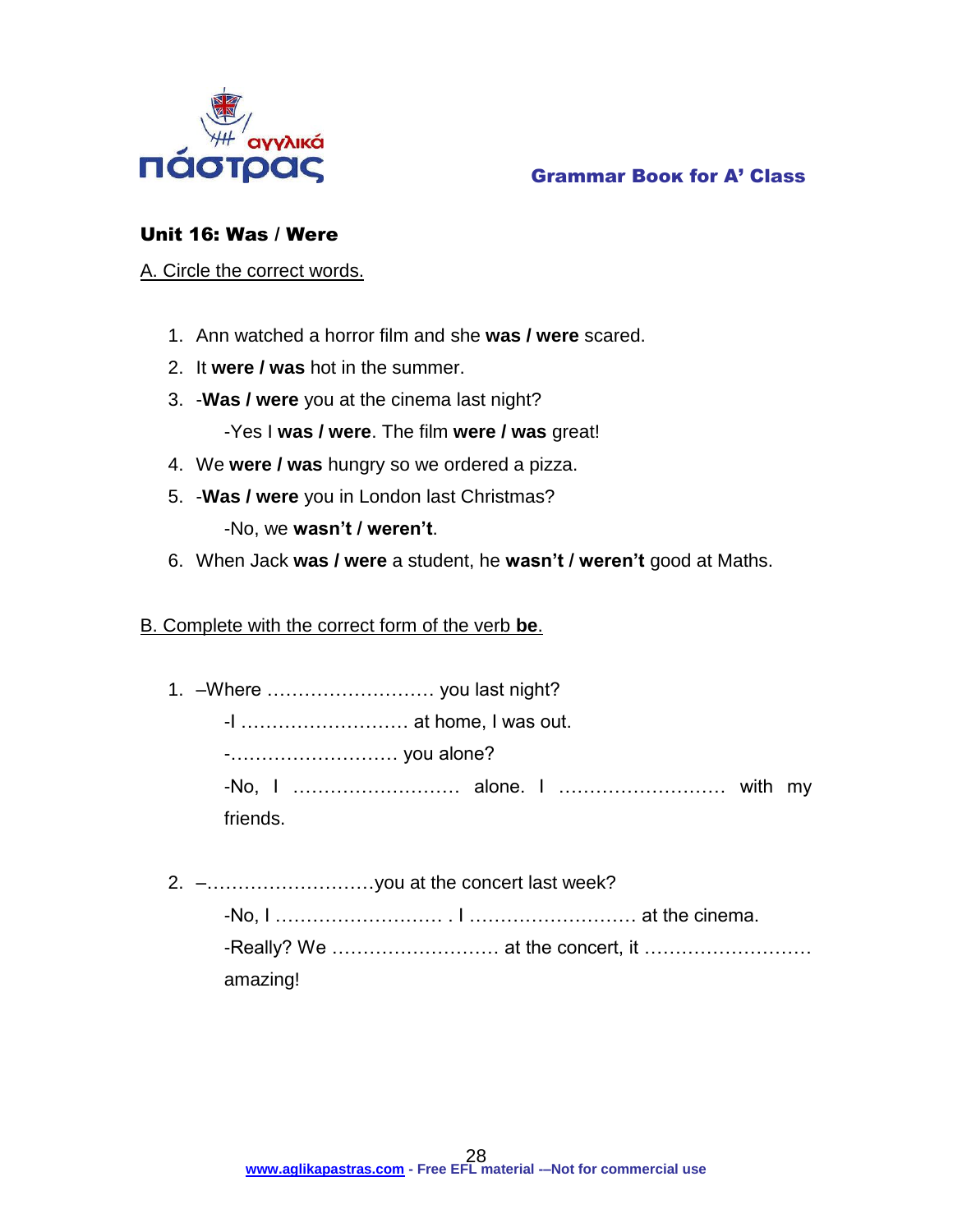## Unit 16: Was / Were

A. Circle the correct words.

1. Ann watched a horror film and she **was / were** scared.
2. It **were / was** hot in the summer.
3. -**Was / were** you at the cinema last night?

   -Yes I **was / were**. The film **were / was** great!
4. We **were / was** hungry so we ordered a pizza.
5. -**Was / were** you in London last Christmas?

   -No, we **wasn't / weren't**.
6. When Jack **was / were** a student, he **wasn't / weren't** good at Maths.

B. Complete with the correct form of the verb **be**.

1. –Where ……………………… you last night?

   -I ……………………… at home, I was out.

   -……………………… you alone?

   -No, I ……………………… alone. I ……………………… with my friends.

2. –………………………you at the concert last week?

   -No, I ……………………… . I ……………………… at the cinema.

   -Really? We ……………………… at the concert, it ……………………… amazing!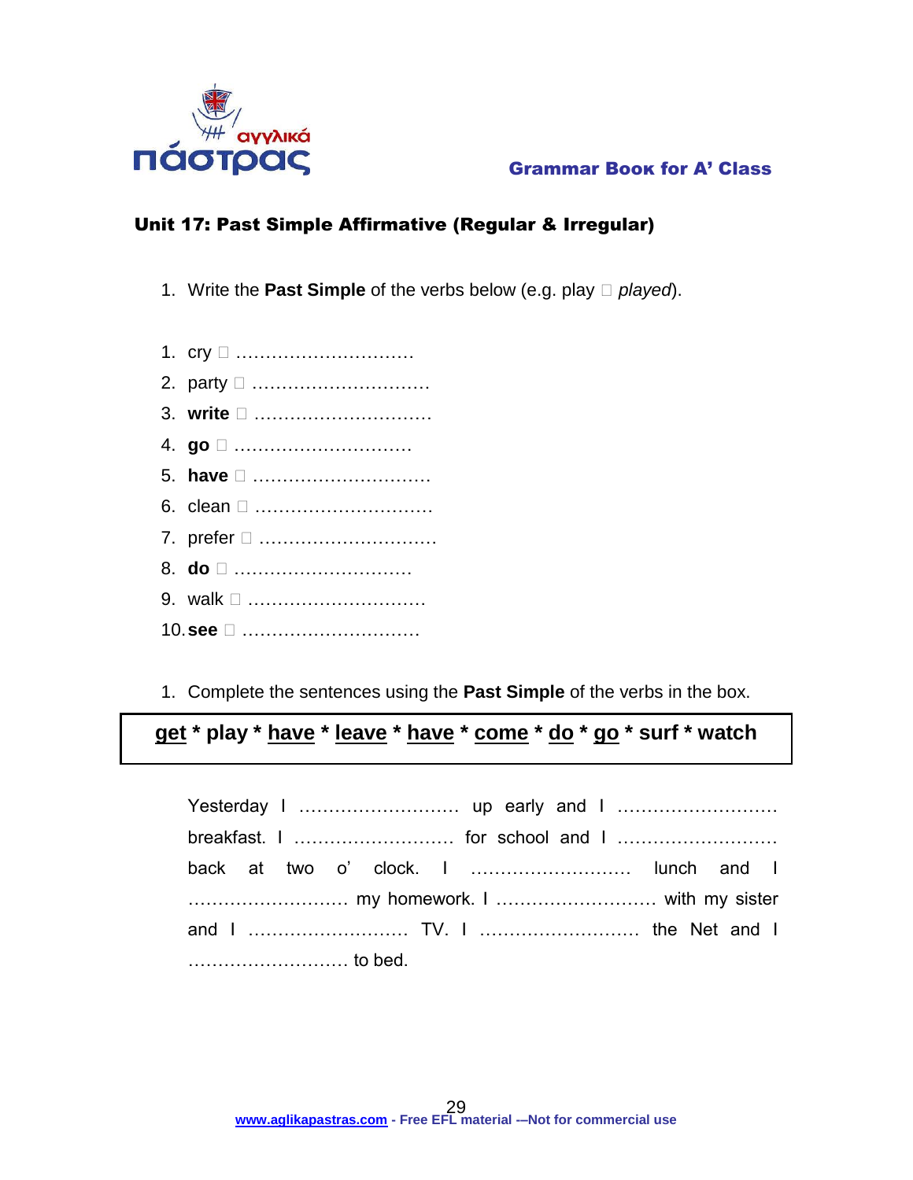## Unit 17: Past Simple Affirmative (Regular & Irregular)

1. Write the **Past Simple** of the verbs below (e.g. play  *played*).

1. cry  …………………………
2. party  …………………………
3. **write**  …………………………
4. **go**  …………………………
5. **have**  …………………………
6. clean  …………………………
7. prefer  …………………………
8. **do**  …………………………
9. walk  …………………………
10. **see**  …………………………

1. Complete the sentences using the **Past Simple** of the verbs in the box.

| **get** * **play** * **have** * **leave** * **have** * **come** * **do** * **go** * **surf** * **watch** |
|---|

Yesterday I ……………………… up early and I ……………………… breakfast. I ……………………… for school and I ……………………… back at two o' clock. I ……………………… lunch and I ……………………… my homework. I ……………………… with my sister and I ……………………… TV. I ……………………… the Net and I ……………………… to bed.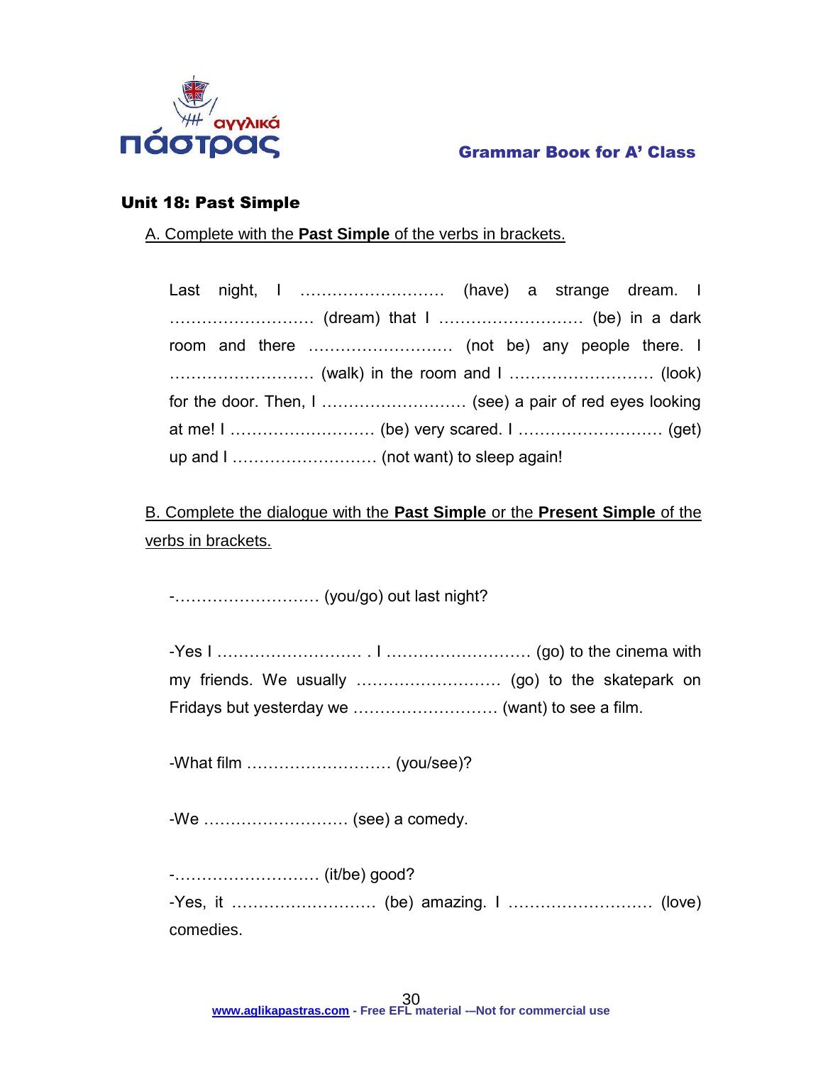## Unit 18: Past Simple

A. Complete with the **Past Simple** of the verbs in brackets.

Last night, I ……………………… (have) a strange dream. I ……………………… (dream) that I ……………………… (be) in a dark room and there ……………………… (not be) any people there. I ……………………… (walk) in the room and I ……………………… (look) for the door. Then, I ……………………… (see) a pair of red eyes looking at me! I ……………………… (be) very scared. I ……………………… (get) up and I ……………………… (not want) to sleep again!

B. Complete the dialogue with the **Past Simple** or the **Present Simple** of the verbs in brackets.

-……………………… (you/go) out last night?

-Yes I ……………………… . I ……………………… (go) to the cinema with my friends. We usually ……………………… (go) to the skatepark on Fridays but yesterday we ……………………… (want) to see a film.

-What film ……………………… (you/see)?

-We ……………………… (see) a comedy.

-……………………… (it/be) good?

-Yes, it ……………………… (be) amazing. I ……………………… (love) comedies.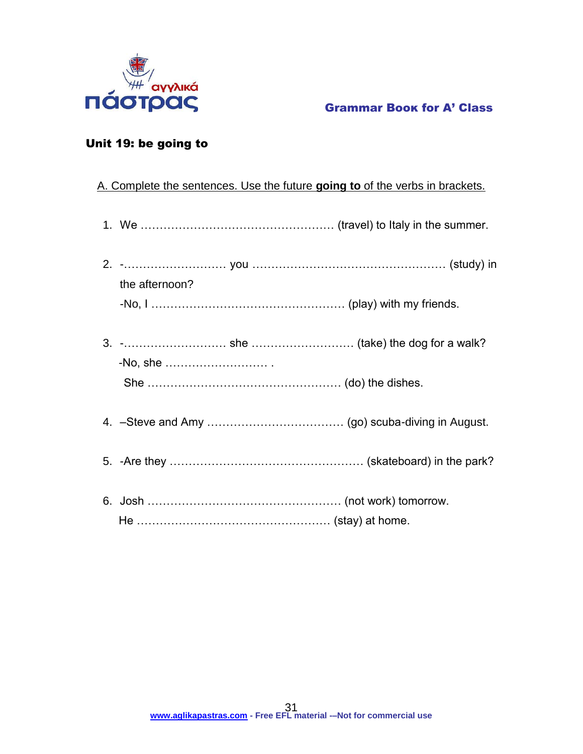## Unit 19: be going to

A. Complete the sentences. Use the future **going to** of the verbs in brackets.

1. We …………………………………………… (travel) to Italy in the summer.

2. -……………………… you …………………………………………… (study) in the afternoon?
   -No, I …………………………………………… (play) with my friends.

3. -……………………… she ……………………… (take) the dog for a walk?
   -No, she ……………………… .
   She …………………………………………… (do) the dishes.

4. –Steve and Amy ……………………………… (go) scuba-diving in August.

5. -Are they …………………………………………… (skateboard) in the park?

6. Josh …………………………………………… (not work) tomorrow.
   He …………………………………………… (stay) at home.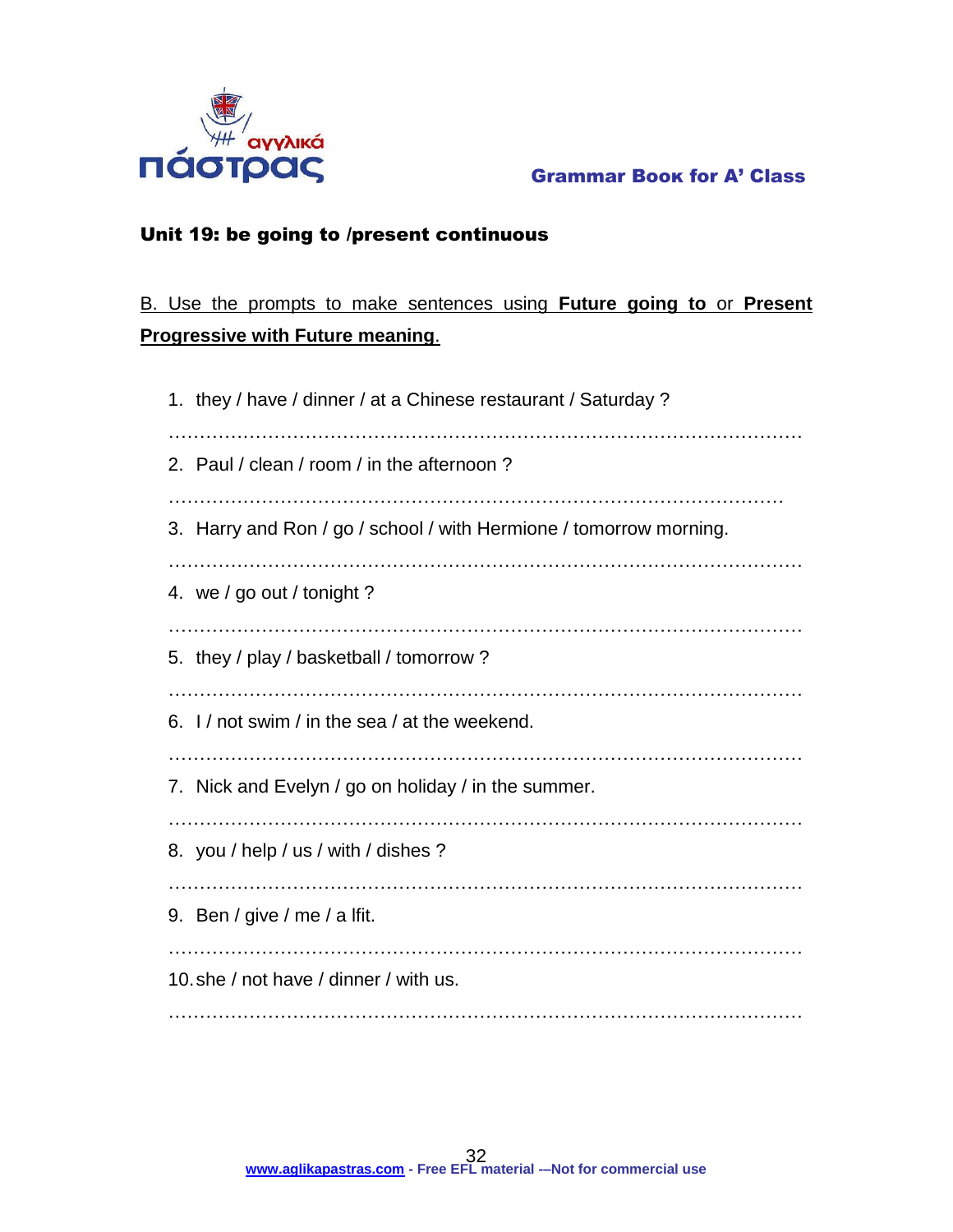## Unit 19: be going to /present continuous

B. Use the prompts to make sentences using **Future going to** or **Present Progressive with Future meaning**.

1. they / have / dinner / at a Chinese restaurant / Saturday ?

   ……………………………………………………………………………………………

2. Paul / clean / room / in the afternoon ?

   ……………………………………………………………………………………………

3. Harry and Ron / go / school / with Hermione / tomorrow morning.

   ……………………………………………………………………………………………

4. we / go out / tonight ?

   ……………………………………………………………………………………………

5. they / play / basketball / tomorrow ?

   ……………………………………………………………………………………………

6. I / not swim / in the sea / at the weekend.

   ……………………………………………………………………………………………

7. Nick and Evelyn / go on holiday / in the summer.

   ……………………………………………………………………………………………

8. you / help / us / with / dishes ?

   ……………………………………………………………………………………………

9. Ben / give / me / a lfit.

   ……………………………………………………………………………………………

10. she / not have / dinner / with us.

    ……………………………………………………………………………………………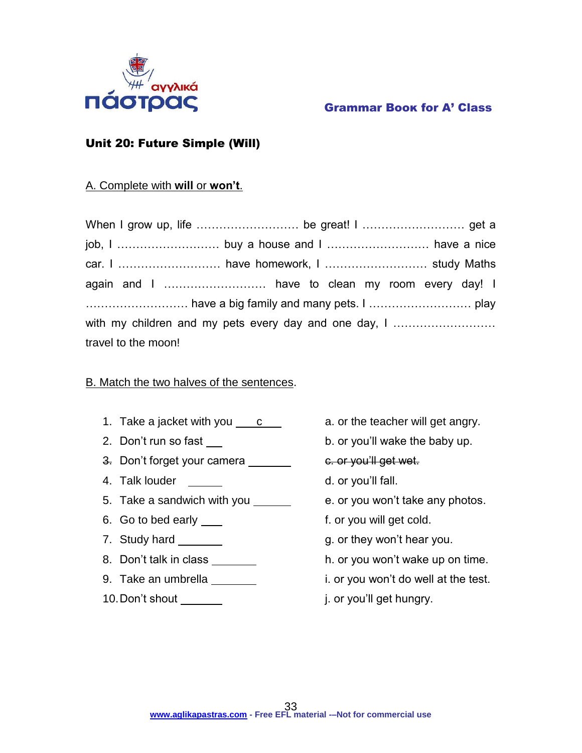Grammar Book for A' Class

## Unit 20: Future Simple (Will)

A. Complete with **will** or **won't**.

When I grow up, life ……………………… be great! I ……………………… get a job, I ……………………… buy a house and I ……………………… have a nice car. I ……………………… have homework, I ……………………… study Maths again and I ……………………… have to clean my room every day! I ……………………… have a big family and many pets. I ……………………… play with my children and my pets every day and one day, I ……………………… travel to the moon!

B. Match the two halves of the sentences.

1. Take a jacket with you \_\_c\_\_
2. Don't run so fast \_\_
3. ~~Don't forget your camera~~ \_\_\_\_\_
4. Talk louder \_\_\_\_
5. Take a sandwich with you \_\_\_\_
6. Go to bed early \_\_
7. Study hard \_\_\_\_\_
8. Don't talk in class \_\_\_\_\_
9. Take an umbrella \_\_\_\_\_
10. Don't shout \_\_\_\_\_

a. or the teacher will get angry.
b. or you'll wake the baby up.
c. ~~or you'll get wet.~~
d. or you'll fall.
e. or you won't take any photos.
f. or you will get cold.
g. or they won't hear you.
h. or you won't wake up on time.
i. or you won't do well at the test.
j. or you'll get hungry.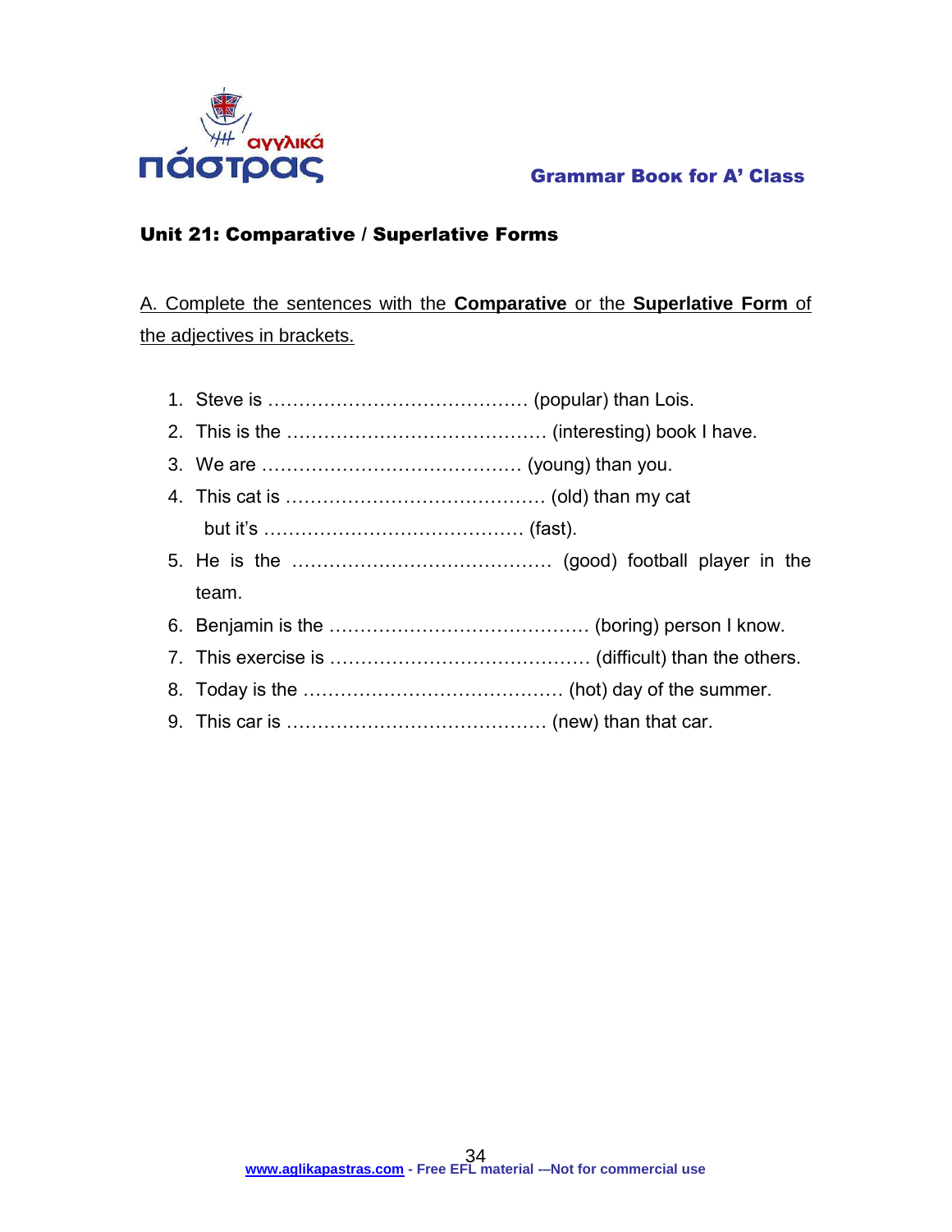## Unit 21: Comparative / Superlative Forms

A. Complete the sentences with the **Comparative** or the **Superlative Form** of the adjectives in brackets.

1. Steve is …………………………………… (popular) than Lois.
2. This is the …………………………………… (interesting) book I have.
3. We are …………………………………… (young) than you.
4. This cat is …………………………………… (old) than my cat but it's …………………………………… (fast).
5. He is the …………………………………… (good) football player in the team.
6. Benjamin is the …………………………………… (boring) person I know.
7. This exercise is …………………………………… (difficult) than the others.
8. Today is the …………………………………… (hot) day of the summer.
9. This car is …………………………………… (new) than that car.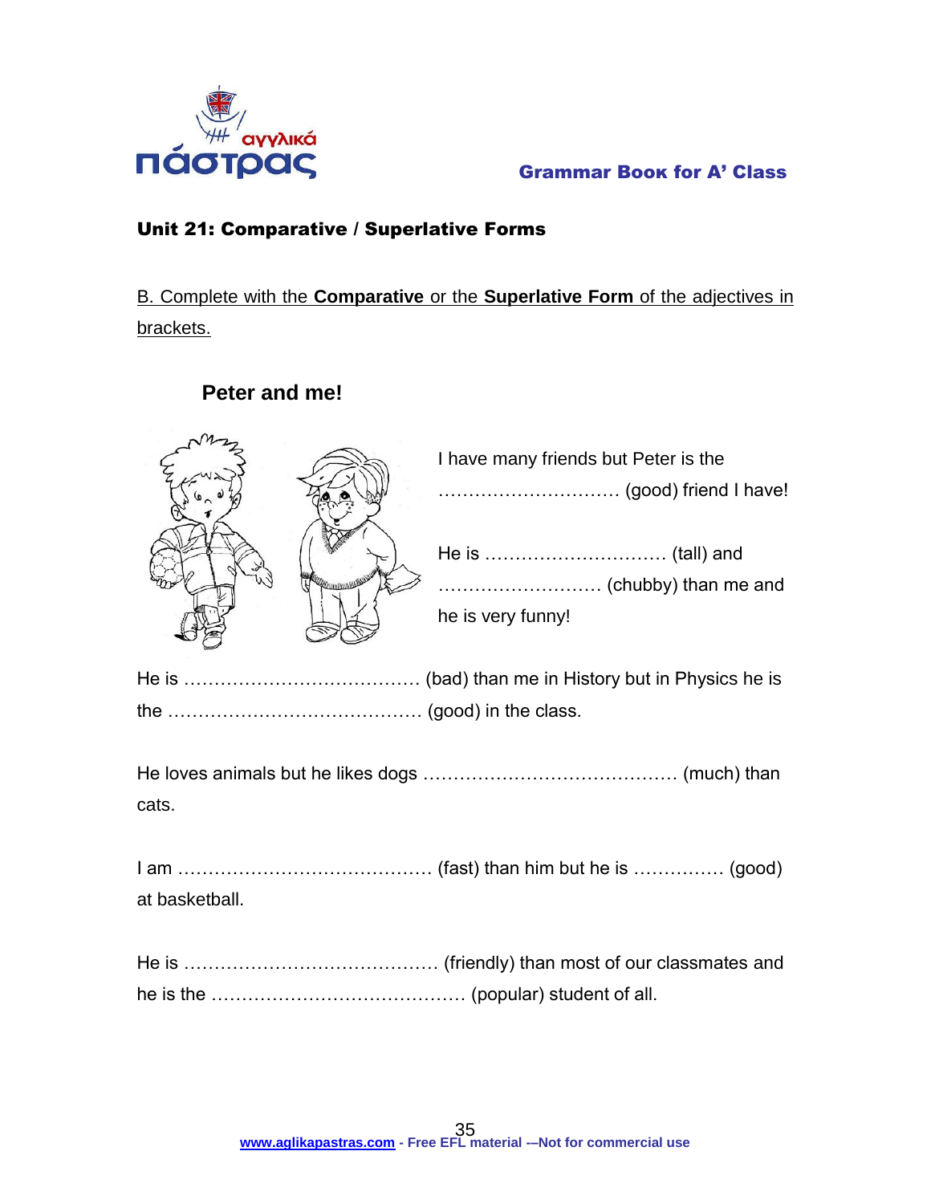## Unit 21: Comparative / Superlative Forms

B. Complete with the **Comparative** or the **Superlative Form** of the adjectives in brackets.

### Peter and me!

I have many friends but Peter is the ………………………… (good) friend I have!

He is ………………………… (tall) and ……………………… (chubby) than me and he is very funny!

He is ………………………………… (bad) than me in History but in Physics he is the …………………………………… (good) in the class.

He loves animals but he likes dogs …………………………………… (much) than cats.

I am …………………………………… (fast) than him but he is …………… (good) at basketball.

He is …………………………………… (friendly) than most of our classmates and he is the …………………………………… (popular) student of all.